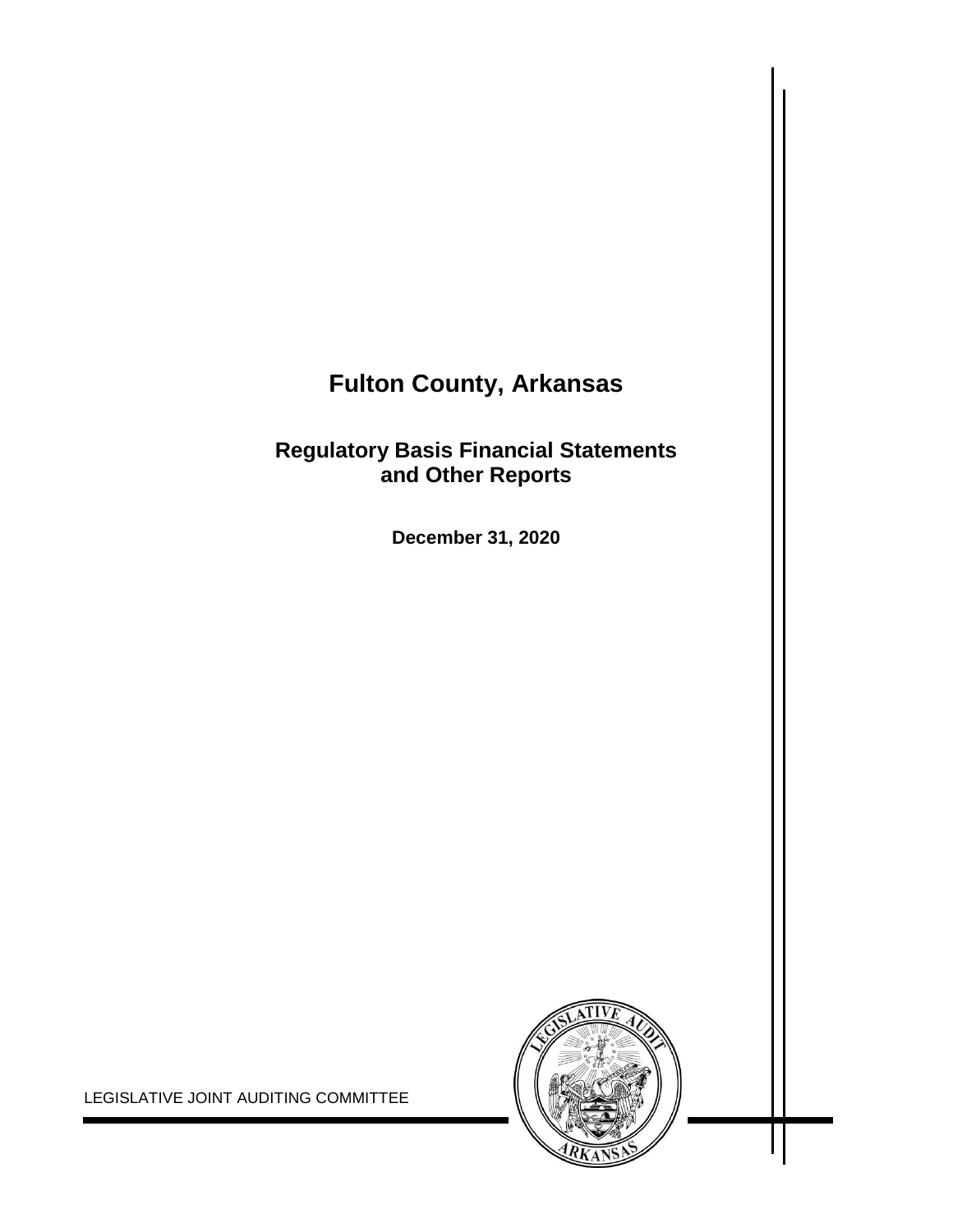# Fulton County, Arkansas

## Regulatory Basis Financial Statements and Other Reports

**December 31, 2020**

LEGISLATIVE JOINT AUDITING COMMITTEE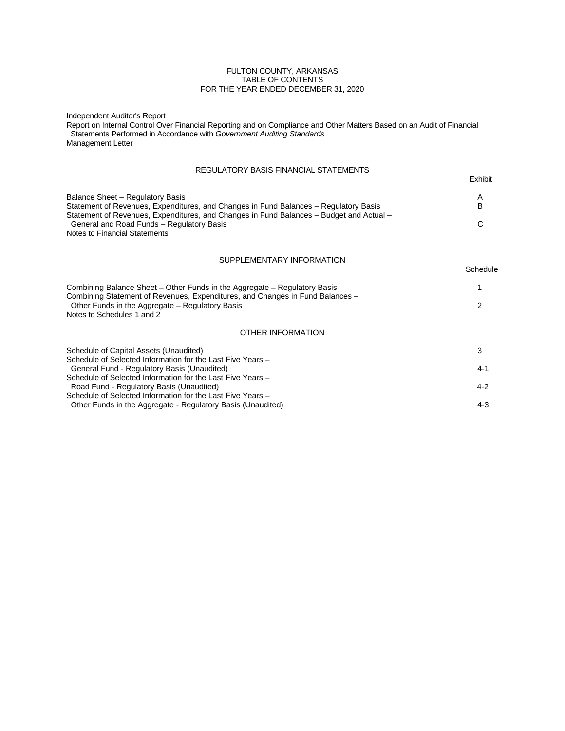# FULTON COUNTY, ARKANSAS
## TABLE OF CONTENTS
### FOR THE YEAR ENDED DECEMBER 31, 2020

Independent Auditor's Report
Report on Internal Control Over Financial Reporting and on Compliance and Other Matters Based on an Audit of Financial Statements Performed in Accordance with *Government Auditing Standards*
Management Letter

## REGULATORY BASIS FINANCIAL STATEMENTS

| | Exhibit |
|---|---|
| Balance Sheet – Regulatory Basis | A |
| Statement of Revenues, Expenditures, and Changes in Fund Balances – Regulatory Basis | B |
| Statement of Revenues, Expenditures, and Changes in Fund Balances – Budget and Actual – General and Road Funds – Regulatory Basis | C |
| Notes to Financial Statements | |

## SUPPLEMENTARY INFORMATION

| | Schedule |
|---|---|
| Combining Balance Sheet – Other Funds in the Aggregate – Regulatory Basis | 1 |
| Combining Statement of Revenues, Expenditures, and Changes in Fund Balances – Other Funds in the Aggregate – Regulatory Basis | 2 |
| Notes to Schedules 1 and 2 | |

## OTHER INFORMATION

| | Schedule |
|---|---|
| Schedule of Capital Assets (Unaudited) | 3 |
| Schedule of Selected Information for the Last Five Years – General Fund - Regulatory Basis (Unaudited) | 4-1 |
| Schedule of Selected Information for the Last Five Years – Road Fund - Regulatory Basis (Unaudited) | 4-2 |
| Schedule of Selected Information for the Last Five Years – Other Funds in the Aggregate - Regulatory Basis (Unaudited) | 4-3 |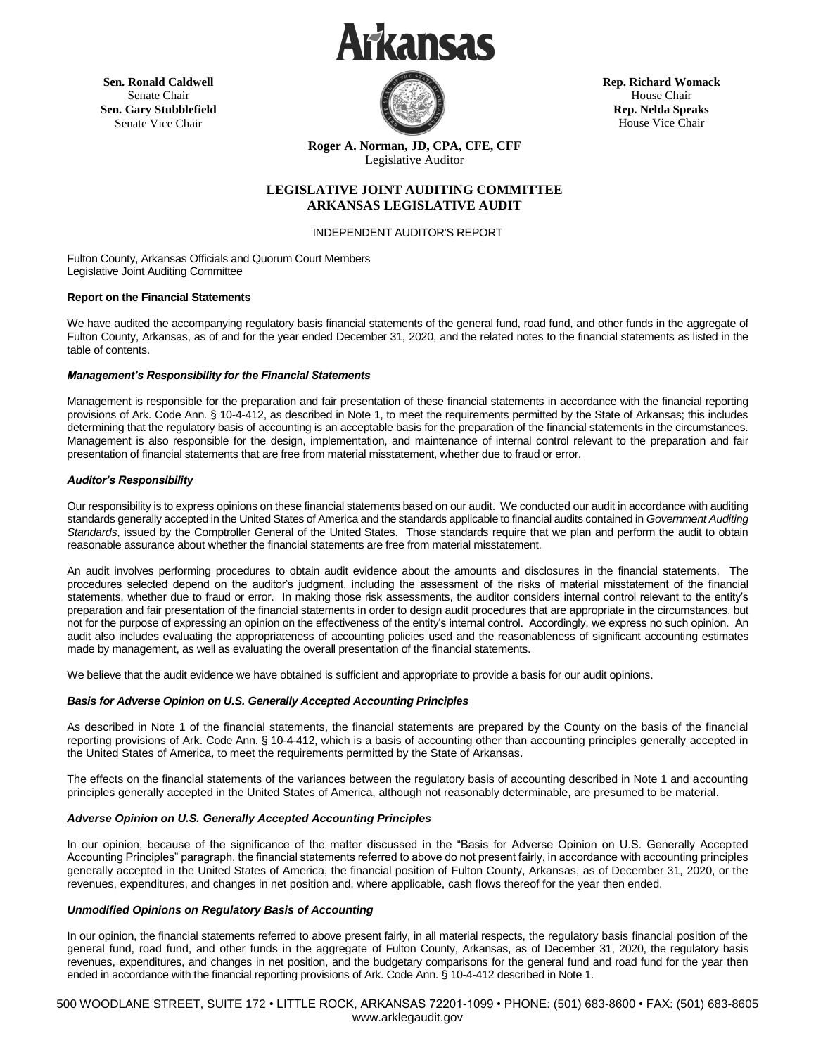# Arkansas

**Sen. Ronald Caldwell**
Senate Chair
**Sen. Gary Stubblefield**
Senate Vice Chair

**Rep. Richard Womack**
House Chair
**Rep. Nelda Speaks**
House Vice Chair

**Roger A. Norman, JD, CPA, CFE, CFF**
Legislative Auditor

## LEGISLATIVE JOINT AUDITING COMMITTEE
## ARKANSAS LEGISLATIVE AUDIT

INDEPENDENT AUDITOR'S REPORT

Fulton County, Arkansas Officials and Quorum Court Members
Legislative Joint Auditing Committee

**Report on the Financial Statements**

We have audited the accompanying regulatory basis financial statements of the general fund, road fund, and other funds in the aggregate of Fulton County, Arkansas, as of and for the year ended December 31, 2020, and the related notes to the financial statements as listed in the table of contents.

***Management's Responsibility for the Financial Statements***

Management is responsible for the preparation and fair presentation of these financial statements in accordance with the financial reporting provisions of Ark. Code Ann. § 10-4-412, as described in Note 1, to meet the requirements permitted by the State of Arkansas; this includes determining that the regulatory basis of accounting is an acceptable basis for the preparation of the financial statements in the circumstances. Management is also responsible for the design, implementation, and maintenance of internal control relevant to the preparation and fair presentation of financial statements that are free from material misstatement, whether due to fraud or error.

***Auditor's Responsibility***

Our responsibility is to express opinions on these financial statements based on our audit. We conducted our audit in accordance with auditing standards generally accepted in the United States of America and the standards applicable to financial audits contained in *Government Auditing Standards*, issued by the Comptroller General of the United States. Those standards require that we plan and perform the audit to obtain reasonable assurance about whether the financial statements are free from material misstatement.

An audit involves performing procedures to obtain audit evidence about the amounts and disclosures in the financial statements. The procedures selected depend on the auditor's judgment, including the assessment of the risks of material misstatement of the financial statements, whether due to fraud or error. In making those risk assessments, the auditor considers internal control relevant to the entity's preparation and fair presentation of the financial statements in order to design audit procedures that are appropriate in the circumstances, but not for the purpose of expressing an opinion on the effectiveness of the entity's internal control. Accordingly, we express no such opinion. An audit also includes evaluating the appropriateness of accounting policies used and the reasonableness of significant accounting estimates made by management, as well as evaluating the overall presentation of the financial statements.

We believe that the audit evidence we have obtained is sufficient and appropriate to provide a basis for our audit opinions.

***Basis for Adverse Opinion on U.S. Generally Accepted Accounting Principles***

As described in Note 1 of the financial statements, the financial statements are prepared by the County on the basis of the financial reporting provisions of Ark. Code Ann. § 10-4-412, which is a basis of accounting other than accounting principles generally accepted in the United States of America, to meet the requirements permitted by the State of Arkansas.

The effects on the financial statements of the variances between the regulatory basis of accounting described in Note 1 and accounting principles generally accepted in the United States of America, although not reasonably determinable, are presumed to be material.

***Adverse Opinion on U.S. Generally Accepted Accounting Principles***

In our opinion, because of the significance of the matter discussed in the "Basis for Adverse Opinion on U.S. Generally Accepted Accounting Principles" paragraph, the financial statements referred to above do not present fairly, in accordance with accounting principles generally accepted in the United States of America, the financial position of Fulton County, Arkansas, as of December 31, 2020, or the revenues, expenditures, and changes in net position and, where applicable, cash flows thereof for the year then ended.

***Unmodified Opinions on Regulatory Basis of Accounting***

In our opinion, the financial statements referred to above present fairly, in all material respects, the regulatory basis financial position of the general fund, road fund, and other funds in the aggregate of Fulton County, Arkansas, as of December 31, 2020, the regulatory basis revenues, expenditures, and changes in net position, and the budgetary comparisons for the general fund and road fund for the year then ended in accordance with the financial reporting provisions of Ark. Code Ann. § 10-4-412 described in Note 1.

500 WOODLANE STREET, SUITE 172 • LITTLE ROCK, ARKANSAS 72201-1099 • PHONE: (501) 683-8600 • FAX: (501) 683-8605
www.arklegaudit.gov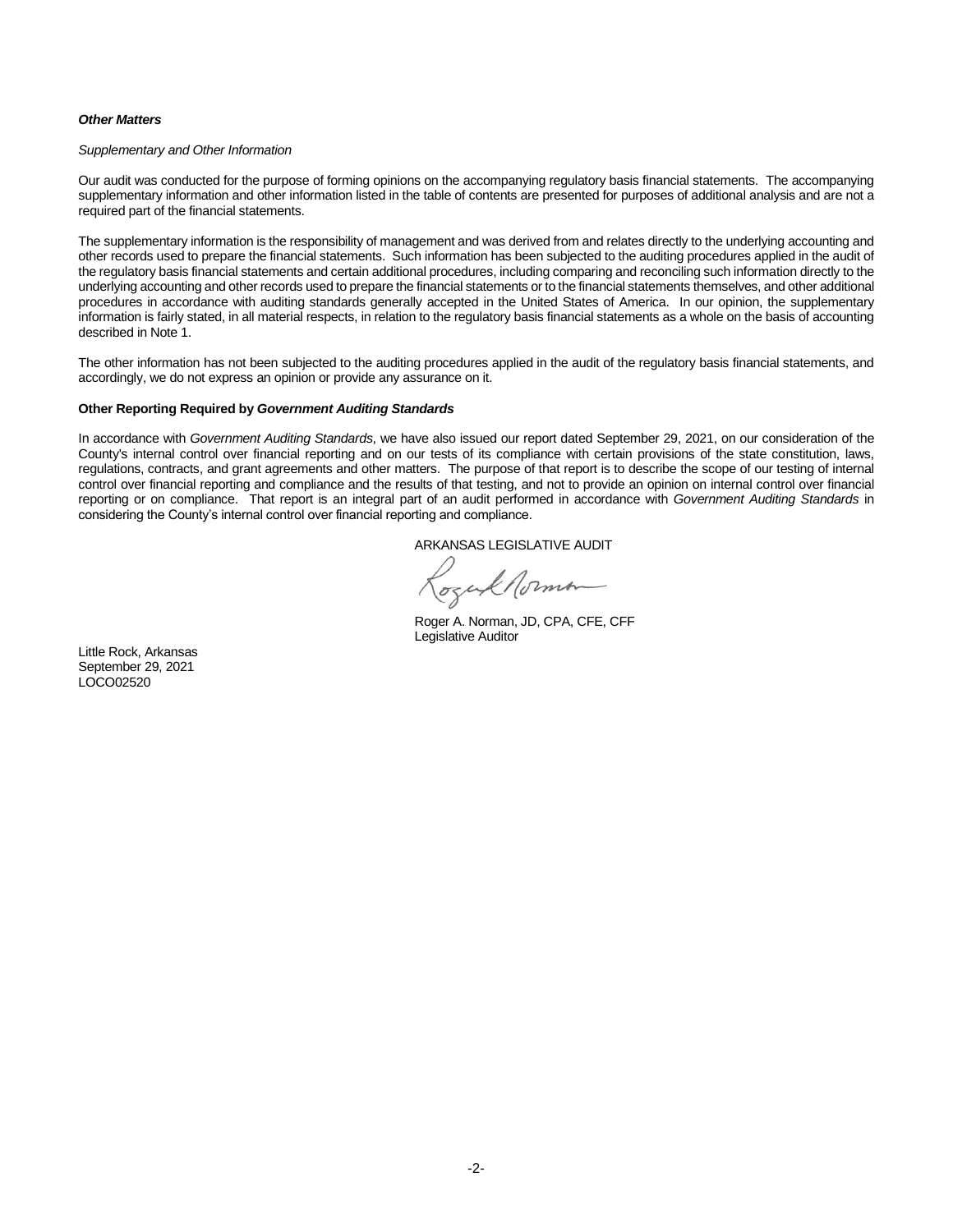***Other Matters***

*Supplementary and Other Information*

Our audit was conducted for the purpose of forming opinions on the accompanying regulatory basis financial statements. The accompanying supplementary information and other information listed in the table of contents are presented for purposes of additional analysis and are not a required part of the financial statements.

The supplementary information is the responsibility of management and was derived from and relates directly to the underlying accounting and other records used to prepare the financial statements. Such information has been subjected to the auditing procedures applied in the audit of the regulatory basis financial statements and certain additional procedures, including comparing and reconciling such information directly to the underlying accounting and other records used to prepare the financial statements or to the financial statements themselves, and other additional procedures in accordance with auditing standards generally accepted in the United States of America. In our opinion, the supplementary information is fairly stated, in all material respects, in relation to the regulatory basis financial statements as a whole on the basis of accounting described in Note 1.

The other information has not been subjected to the auditing procedures applied in the audit of the regulatory basis financial statements, and accordingly, we do not express an opinion or provide any assurance on it.

**Other Reporting Required by *Government Auditing Standards***

In accordance with *Government Auditing Standards*, we have also issued our report dated September 29, 2021, on our consideration of the County's internal control over financial reporting and on our tests of its compliance with certain provisions of the state constitution, laws, regulations, contracts, and grant agreements and other matters. The purpose of that report is to describe the scope of our testing of internal control over financial reporting and compliance and the results of that testing, and not to provide an opinion on internal control over financial reporting or on compliance. That report is an integral part of an audit performed in accordance with *Government Auditing Standards* in considering the County's internal control over financial reporting and compliance.

ARKANSAS LEGISLATIVE AUDIT

Roger A. Norman, JD, CPA, CFE, CFF
Legislative Auditor

Little Rock, Arkansas
September 29, 2021
LOCO02520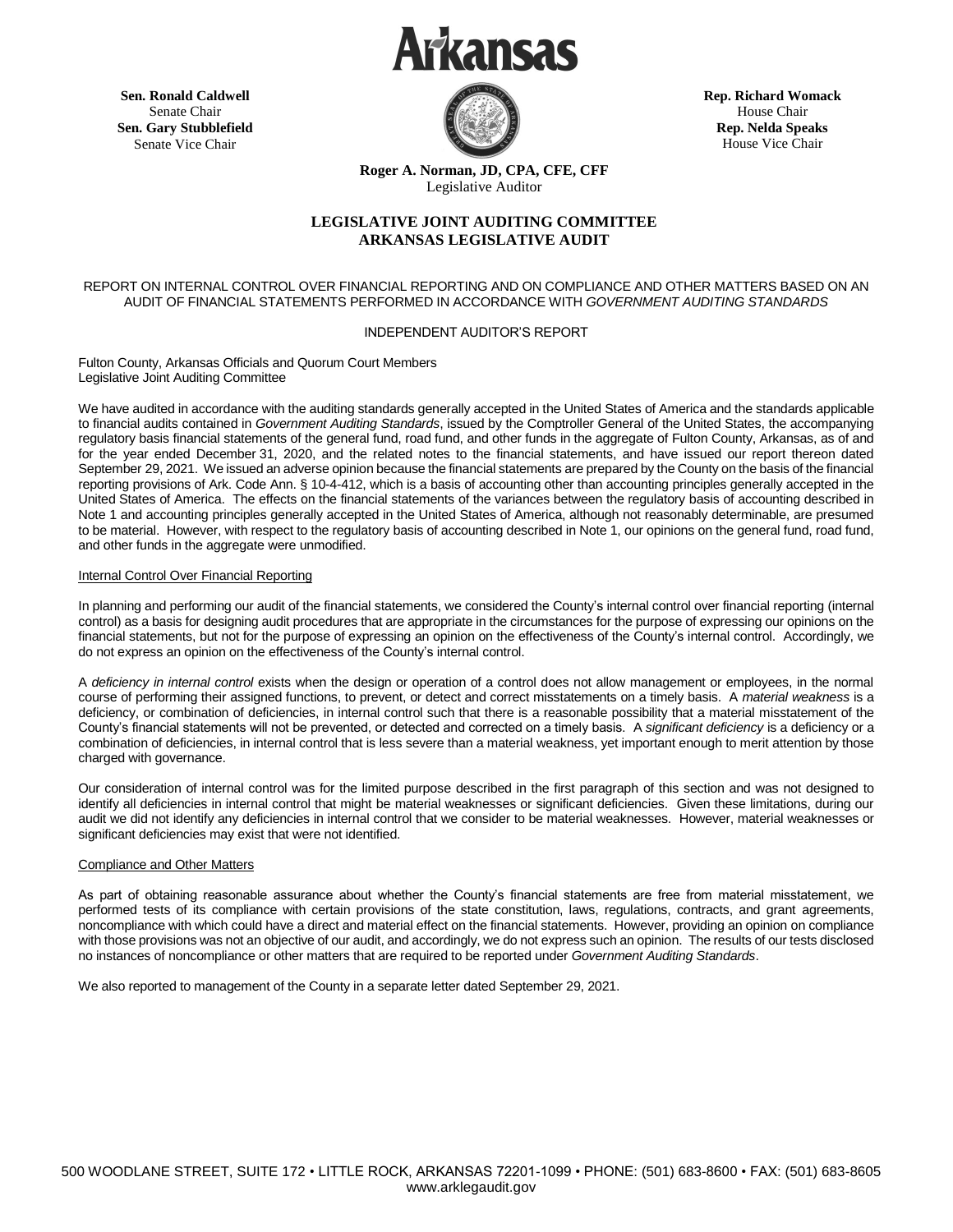**Sen. Ronald Caldwell**
Senate Chair
**Sen. Gary Stubblefield**
Senate Vice Chair

# Arkansas

**Rep. Richard Womack**
House Chair
**Rep. Nelda Speaks**
House Vice Chair

**Roger A. Norman, JD, CPA, CFE, CFF**
Legislative Auditor

## LEGISLATIVE JOINT AUDITING COMMITTEE
## ARKANSAS LEGISLATIVE AUDIT

REPORT ON INTERNAL CONTROL OVER FINANCIAL REPORTING AND ON COMPLIANCE AND OTHER MATTERS BASED ON AN AUDIT OF FINANCIAL STATEMENTS PERFORMED IN ACCORDANCE WITH *GOVERNMENT AUDITING STANDARDS*

INDEPENDENT AUDITOR'S REPORT

Fulton County, Arkansas Officials and Quorum Court Members
Legislative Joint Auditing Committee

We have audited in accordance with the auditing standards generally accepted in the United States of America and the standards applicable to financial audits contained in *Government Auditing Standards*, issued by the Comptroller General of the United States, the accompanying regulatory basis financial statements of the general fund, road fund, and other funds in the aggregate of Fulton County, Arkansas, as of and for the year ended December 31, 2020, and the related notes to the financial statements, and have issued our report thereon dated September 29, 2021. We issued an adverse opinion because the financial statements are prepared by the County on the basis of the financial reporting provisions of Ark. Code Ann. § 10-4-412, which is a basis of accounting other than accounting principles generally accepted in the United States of America. The effects on the financial statements of the variances between the regulatory basis of accounting described in Note 1 and accounting principles generally accepted in the United States of America, although not reasonably determinable, are presumed to be material. However, with respect to the regulatory basis of accounting described in Note 1, our opinions on the general fund, road fund, and other funds in the aggregate were unmodified.

### Internal Control Over Financial Reporting

In planning and performing our audit of the financial statements, we considered the County's internal control over financial reporting (internal control) as a basis for designing audit procedures that are appropriate in the circumstances for the purpose of expressing our opinions on the financial statements, but not for the purpose of expressing an opinion on the effectiveness of the County's internal control. Accordingly, we do not express an opinion on the effectiveness of the County's internal control.

A *deficiency in internal control* exists when the design or operation of a control does not allow management or employees, in the normal course of performing their assigned functions, to prevent, or detect and correct misstatements on a timely basis. A *material weakness* is a deficiency, or combination of deficiencies, in internal control such that there is a reasonable possibility that a material misstatement of the County's financial statements will not be prevented, or detected and corrected on a timely basis. A *significant deficiency* is a deficiency or a combination of deficiencies, in internal control that is less severe than a material weakness, yet important enough to merit attention by those charged with governance.

Our consideration of internal control was for the limited purpose described in the first paragraph of this section and was not designed to identify all deficiencies in internal control that might be material weaknesses or significant deficiencies. Given these limitations, during our audit we did not identify any deficiencies in internal control that we consider to be material weaknesses. However, material weaknesses or significant deficiencies may exist that were not identified.

### Compliance and Other Matters

As part of obtaining reasonable assurance about whether the County's financial statements are free from material misstatement, we performed tests of its compliance with certain provisions of the state constitution, laws, regulations, contracts, and grant agreements, noncompliance with which could have a direct and material effect on the financial statements. However, providing an opinion on compliance with those provisions was not an objective of our audit, and accordingly, we do not express such an opinion. The results of our tests disclosed no instances of noncompliance or other matters that are required to be reported under *Government Auditing Standards*.

We also reported to management of the County in a separate letter dated September 29, 2021.

500 WOODLANE STREET, SUITE 172 • LITTLE ROCK, ARKANSAS 72201-1099 • PHONE: (501) 683-8600 • FAX: (501) 683-8605
www.arklegaudit.gov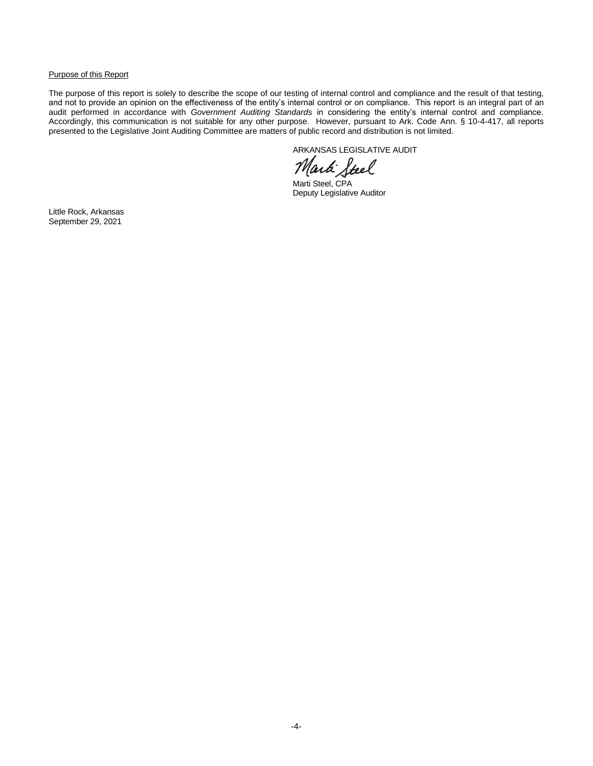<u>Purpose of this Report</u>

The purpose of this report is solely to describe the scope of our testing of internal control and compliance and the result of that testing, and not to provide an opinion on the effectiveness of the entity's internal control or on compliance. This report is an integral part of an audit performed in accordance with *Government Auditing Standards* in considering the entity's internal control and compliance. Accordingly, this communication is not suitable for any other purpose. However, pursuant to Ark. Code Ann. § 10-4-417, all reports presented to the Legislative Joint Auditing Committee are matters of public record and distribution is not limited.

ARKANSAS LEGISLATIVE AUDIT

Marti Steel

Marti Steel, CPA
Deputy Legislative Auditor

Little Rock, Arkansas
September 29, 2021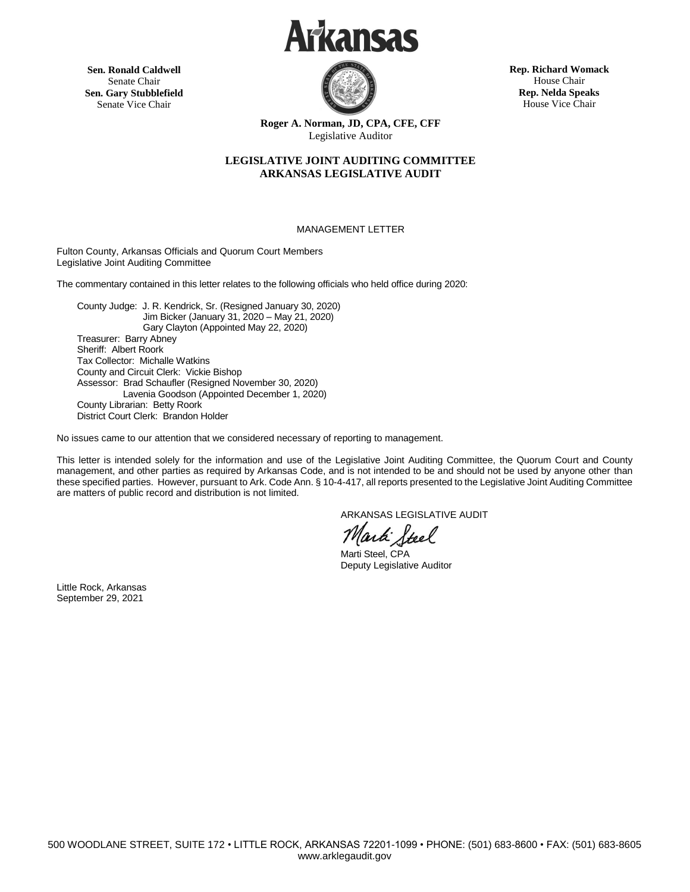# Arkansas

**Sen. Ronald Caldwell**
Senate Chair
**Sen. Gary Stubblefield**
Senate Vice Chair

**Rep. Richard Womack**
House Chair
**Rep. Nelda Speaks**
House Vice Chair

**Roger A. Norman, JD, CPA, CFE, CFF**
Legislative Auditor

**LEGISLATIVE JOINT AUDITING COMMITTEE**
**ARKANSAS LEGISLATIVE AUDIT**

MANAGEMENT LETTER

Fulton County, Arkansas Officials and Quorum Court Members
Legislative Joint Auditing Committee

The commentary contained in this letter relates to the following officials who held office during 2020:

County Judge: J. R. Kendrick, Sr. (Resigned January 30, 2020)
Jim Bicker (January 31, 2020 – May 21, 2020)
Gary Clayton (Appointed May 22, 2020)
Treasurer: Barry Abney
Sheriff: Albert Roork
Tax Collector: Michalle Watkins
County and Circuit Clerk: Vickie Bishop
Assessor: Brad Schaufler (Resigned November 30, 2020)
Lavenia Goodson (Appointed December 1, 2020)
County Librarian: Betty Roork
District Court Clerk: Brandon Holder

No issues came to our attention that we considered necessary of reporting to management.

This letter is intended solely for the information and use of the Legislative Joint Auditing Committee, the Quorum Court and County management, and other parties as required by Arkansas Code, and is not intended to be and should not be used by anyone other than these specified parties. However, pursuant to Ark. Code Ann. § 10-4-417, all reports presented to the Legislative Joint Auditing Committee are matters of public record and distribution is not limited.

ARKANSAS LEGISLATIVE AUDIT

Marti Steel

Marti Steel, CPA
Deputy Legislative Auditor

Little Rock, Arkansas
September 29, 2021

500 WOODLANE STREET, SUITE 172 • LITTLE ROCK, ARKANSAS 72201-1099 • PHONE: (501) 683-8600 • FAX: (501) 683-8605
www.arklegaudit.gov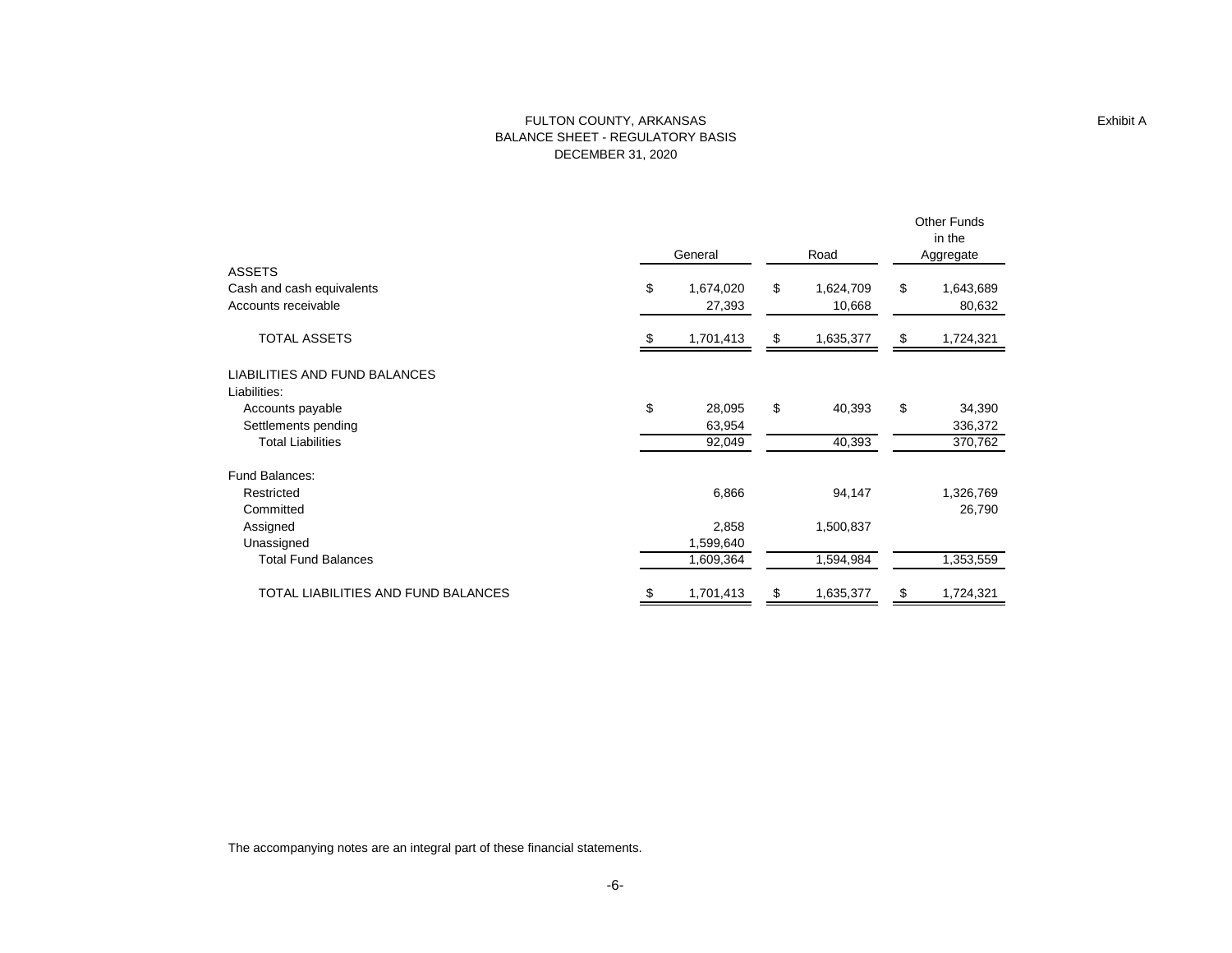# FULTON COUNTY, ARKANSAS
## BALANCE SHEET - REGULATORY BASIS
## DECEMBER 31, 2020

Exhibit A

| | General | Road | Other Funds in the Aggregate |
|---|---|---|---|
| **ASSETS** | | | |
| Cash and cash equivalents | $ 1,674,020 | $ 1,624,709 | $ 1,643,689 |
| Accounts receivable | 27,393 | 10,668 | 80,632 |
| TOTAL ASSETS | $ 1,701,413 | $ 1,635,377 | $ 1,724,321 |
| **LIABILITIES AND FUND BALANCES** | | | |
| Liabilities: | | | |
| Accounts payable | $ 28,095 | $ 40,393 | $ 34,390 |
| Settlements pending | 63,954 | | 336,372 |
| Total Liabilities | 92,049 | 40,393 | 370,762 |
| Fund Balances: | | | |
| Restricted | 6,866 | 94,147 | 1,326,769 |
| Committed | | | 26,790 |
| Assigned | 2,858 | 1,500,837 | |
| Unassigned | 1,599,640 | | |
| Total Fund Balances | 1,609,364 | 1,594,984 | 1,353,559 |
| TOTAL LIABILITIES AND FUND BALANCES | $ 1,701,413 | $ 1,635,377 | $ 1,724,321 |

The accompanying notes are an integral part of these financial statements.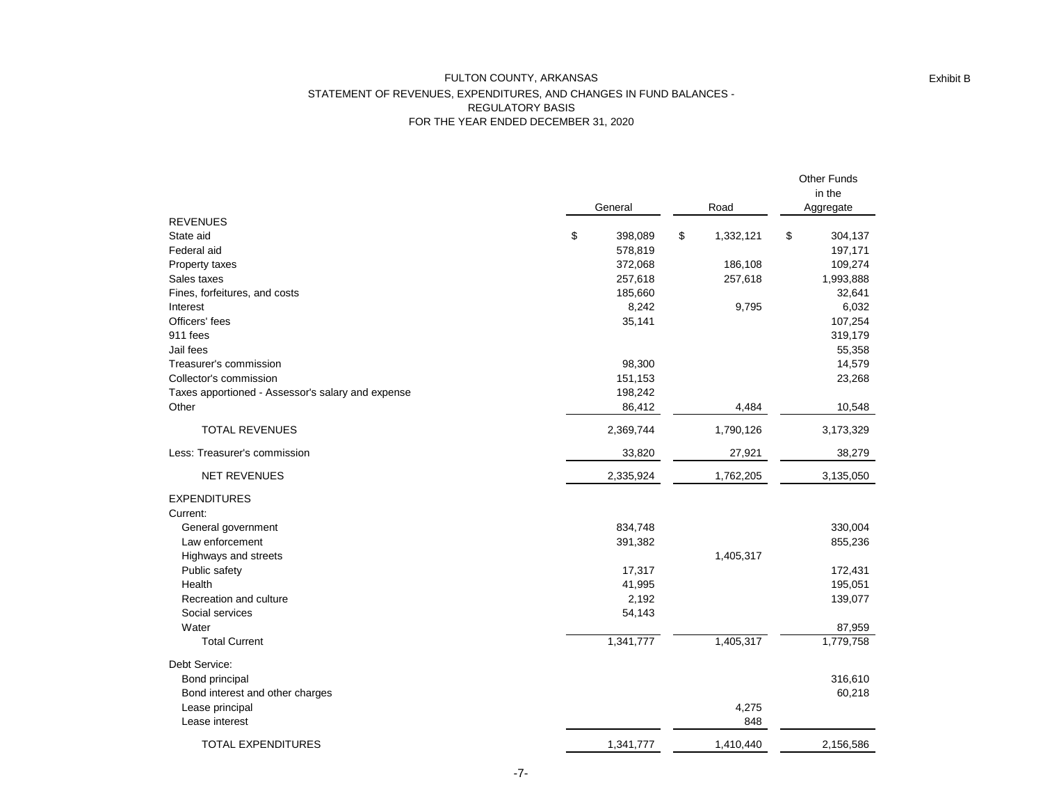Exhibit B

# FULTON COUNTY, ARKANSAS
## STATEMENT OF REVENUES, EXPENDITURES, AND CHANGES IN FUND BALANCES - REGULATORY BASIS
### FOR THE YEAR ENDED DECEMBER 31, 2020

| | General | Road | Other Funds in the Aggregate |
|---|---|---|---|
| REVENUES | | | |
| State aid | $ 398,089 | $ 1,332,121 | $ 304,137 |
| Federal aid | 578,819 | | 197,171 |
| Property taxes | 372,068 | 186,108 | 109,274 |
| Sales taxes | 257,618 | 257,618 | 1,993,888 |
| Fines, forfeitures, and costs | 185,660 | | 32,641 |
| Interest | 8,242 | 9,795 | 6,032 |
| Officers' fees | 35,141 | | 107,254 |
| 911 fees | | | 319,179 |
| Jail fees | | | 55,358 |
| Treasurer's commission | 98,300 | | 14,579 |
| Collector's commission | 151,153 | | 23,268 |
| Taxes apportioned - Assessor's salary and expense | 198,242 | | |
| Other | 86,412 | 4,484 | 10,548 |
| TOTAL REVENUES | 2,369,744 | 1,790,126 | 3,173,329 |
| Less: Treasurer's commission | 33,820 | 27,921 | 38,279 |
| NET REVENUES | 2,335,924 | 1,762,205 | 3,135,050 |
| EXPENDITURES | | | |
| Current: | | | |
| General government | 834,748 | | 330,004 |
| Law enforcement | 391,382 | | 855,236 |
| Highways and streets | | 1,405,317 | |
| Public safety | 17,317 | | 172,431 |
| Health | 41,995 | | 195,051 |
| Recreation and culture | 2,192 | | 139,077 |
| Social services | 54,143 | | |
| Water | | | 87,959 |
| Total Current | 1,341,777 | 1,405,317 | 1,779,758 |
| Debt Service: | | | |
| Bond principal | | | 316,610 |
| Bond interest and other charges | | | 60,218 |
| Lease principal | | 4,275 | |
| Lease interest | | 848 | |
| TOTAL EXPENDITURES | 1,341,777 | 1,410,440 | 2,156,586 |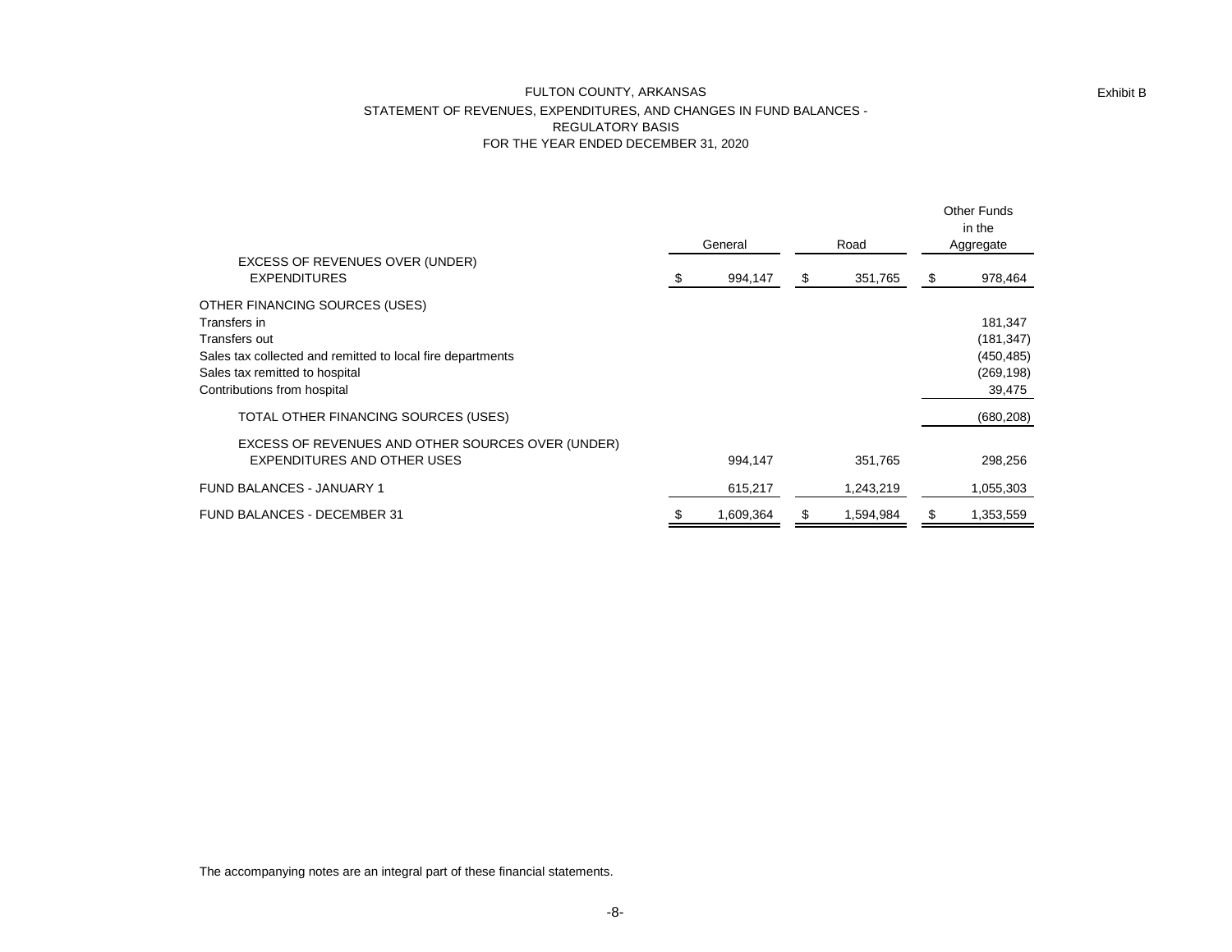Exhibit B

# FULTON COUNTY, ARKANSAS
## STATEMENT OF REVENUES, EXPENDITURES, AND CHANGES IN FUND BALANCES - REGULATORY BASIS
### FOR THE YEAR ENDED DECEMBER 31, 2020

| | General | Road | Other Funds in the Aggregate |
|---|---|---|---|
| EXCESS OF REVENUES OVER (UNDER) EXPENDITURES | $ 994,147 | $ 351,765 | $ 978,464 |
| OTHER FINANCING SOURCES (USES) | | | |
| Transfers in | | | 181,347 |
| Transfers out | | | (181,347) |
| Sales tax collected and remitted to local fire departments | | | (450,485) |
| Sales tax remitted to hospital | | | (269,198) |
| Contributions from hospital | | | 39,475 |
| TOTAL OTHER FINANCING SOURCES (USES) | | | (680,208) |
| EXCESS OF REVENUES AND OTHER SOURCES OVER (UNDER) EXPENDITURES AND OTHER USES | 994,147 | 351,765 | 298,256 |
| FUND BALANCES - JANUARY 1 | 615,217 | 1,243,219 | 1,055,303 |
| FUND BALANCES - DECEMBER 31 | $ 1,609,364 | $ 1,594,984 | $ 1,353,559 |

The accompanying notes are an integral part of these financial statements.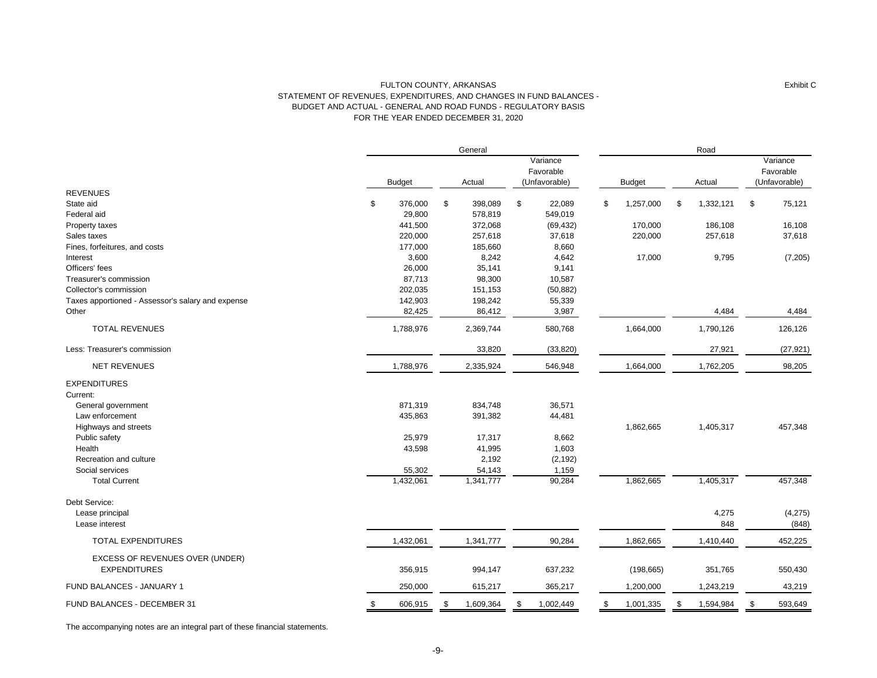Exhibit C

# FULTON COUNTY, ARKANSAS
## STATEMENT OF REVENUES, EXPENDITURES, AND CHANGES IN FUND BALANCES - BUDGET AND ACTUAL - GENERAL AND ROAD FUNDS - REGULATORY BASIS
### FOR THE YEAR ENDED DECEMBER 31, 2020

| | General | | | Road | | |
|---|---|---|---|---|---|---|
| | Budget | Actual | Variance Favorable (Unfavorable) | Budget | Actual | Variance Favorable (Unfavorable) |
| **REVENUES** | | | | | | |
| State aid | $ 376,000 | $ 398,089 | $ 22,089 | $ 1,257,000 | $ 1,332,121 | $ 75,121 |
| Federal aid | 29,800 | 578,819 | 549,019 | | | |
| Property taxes | 441,500 | 372,068 | (69,432) | 170,000 | 186,108 | 16,108 |
| Sales taxes | 220,000 | 257,618 | 37,618 | 220,000 | 257,618 | 37,618 |
| Fines, forfeitures, and costs | 177,000 | 185,660 | 8,660 | | | |
| Interest | 3,600 | 8,242 | 4,642 | 17,000 | 9,795 | (7,205) |
| Officers' fees | 26,000 | 35,141 | 9,141 | | | |
| Treasurer's commission | 87,713 | 98,300 | 10,587 | | | |
| Collector's commission | 202,035 | 151,153 | (50,882) | | | |
| Taxes apportioned - Assessor's salary and expense | 142,903 | 198,242 | 55,339 | | | |
| Other | 82,425 | 86,412 | 3,987 | | 4,484 | 4,484 |
| TOTAL REVENUES | 1,788,976 | 2,369,744 | 580,768 | 1,664,000 | 1,790,126 | 126,126 |
| Less: Treasurer's commission | | 33,820 | (33,820) | | 27,921 | (27,921) |
| NET REVENUES | 1,788,976 | 2,335,924 | 546,948 | 1,664,000 | 1,762,205 | 98,205 |
| **EXPENDITURES** | | | | | | |
| Current: | | | | | | |
| General government | 871,319 | 834,748 | 36,571 | | | |
| Law enforcement | 435,863 | 391,382 | 44,481 | | | |
| Highways and streets | | | | 1,862,665 | 1,405,317 | 457,348 |
| Public safety | 25,979 | 17,317 | 8,662 | | | |
| Health | 43,598 | 41,995 | 1,603 | | | |
| Recreation and culture | | 2,192 | (2,192) | | | |
| Social services | 55,302 | 54,143 | 1,159 | | | |
| Total Current | 1,432,061 | 1,341,777 | 90,284 | 1,862,665 | 1,405,317 | 457,348 |
| Debt Service: | | | | | | |
| Lease principal | | | | | 4,275 | (4,275) |
| Lease interest | | | | | 848 | (848) |
| TOTAL EXPENDITURES | 1,432,061 | 1,341,777 | 90,284 | 1,862,665 | 1,410,440 | 452,225 |
| EXCESS OF REVENUES OVER (UNDER) EXPENDITURES | 356,915 | 994,147 | 637,232 | (198,665) | 351,765 | 550,430 |
| FUND BALANCES - JANUARY 1 | 250,000 | 615,217 | 365,217 | 1,200,000 | 1,243,219 | 43,219 |
| FUND BALANCES - DECEMBER 31 | $ 606,915 | $ 1,609,364 | $ 1,002,449 | $ 1,001,335 | $ 1,594,984 | $ 593,649 |

The accompanying notes are an integral part of these financial statements.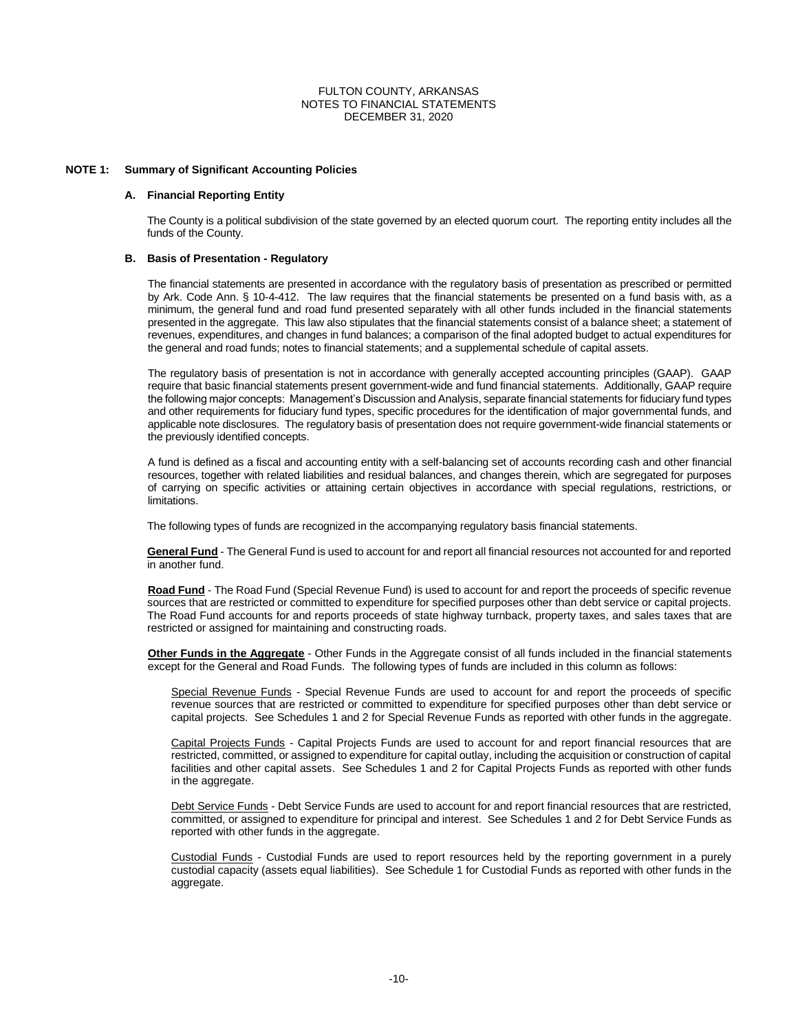FULTON COUNTY, ARKANSAS
NOTES TO FINANCIAL STATEMENTS
DECEMBER 31, 2020

## NOTE 1: Summary of Significant Accounting Policies

### A. Financial Reporting Entity

The County is a political subdivision of the state governed by an elected quorum court. The reporting entity includes all the funds of the County.

### B. Basis of Presentation - Regulatory

The financial statements are presented in accordance with the regulatory basis of presentation as prescribed or permitted by Ark. Code Ann. § 10-4-412. The law requires that the financial statements be presented on a fund basis with, as a minimum, the general fund and road fund presented separately with all other funds included in the financial statements presented in the aggregate. This law also stipulates that the financial statements consist of a balance sheet; a statement of revenues, expenditures, and changes in fund balances; a comparison of the final adopted budget to actual expenditures for the general and road funds; notes to financial statements; and a supplemental schedule of capital assets.

The regulatory basis of presentation is not in accordance with generally accepted accounting principles (GAAP). GAAP require that basic financial statements present government-wide and fund financial statements. Additionally, GAAP require the following major concepts: Management's Discussion and Analysis, separate financial statements for fiduciary fund types and other requirements for fiduciary fund types, specific procedures for the identification of major governmental funds, and applicable note disclosures. The regulatory basis of presentation does not require government-wide financial statements or the previously identified concepts.

A fund is defined as a fiscal and accounting entity with a self-balancing set of accounts recording cash and other financial resources, together with related liabilities and residual balances, and changes therein, which are segregated for purposes of carrying on specific activities or attaining certain objectives in accordance with special regulations, restrictions, or limitations.

The following types of funds are recognized in the accompanying regulatory basis financial statements.

**General Fund** - The General Fund is used to account for and report all financial resources not accounted for and reported in another fund.

**Road Fund** - The Road Fund (Special Revenue Fund) is used to account for and report the proceeds of specific revenue sources that are restricted or committed to expenditure for specified purposes other than debt service or capital projects. The Road Fund accounts for and reports proceeds of state highway turnback, property taxes, and sales taxes that are restricted or assigned for maintaining and constructing roads.

**Other Funds in the Aggregate** - Other Funds in the Aggregate consist of all funds included in the financial statements except for the General and Road Funds. The following types of funds are included in this column as follows:

Special Revenue Funds - Special Revenue Funds are used to account for and report the proceeds of specific revenue sources that are restricted or committed to expenditure for specified purposes other than debt service or capital projects. See Schedules 1 and 2 for Special Revenue Funds as reported with other funds in the aggregate.

Capital Projects Funds - Capital Projects Funds are used to account for and report financial resources that are restricted, committed, or assigned to expenditure for capital outlay, including the acquisition or construction of capital facilities and other capital assets. See Schedules 1 and 2 for Capital Projects Funds as reported with other funds in the aggregate.

Debt Service Funds - Debt Service Funds are used to account for and report financial resources that are restricted, committed, or assigned to expenditure for principal and interest. See Schedules 1 and 2 for Debt Service Funds as reported with other funds in the aggregate.

Custodial Funds - Custodial Funds are used to report resources held by the reporting government in a purely custodial capacity (assets equal liabilities). See Schedule 1 for Custodial Funds as reported with other funds in the aggregate.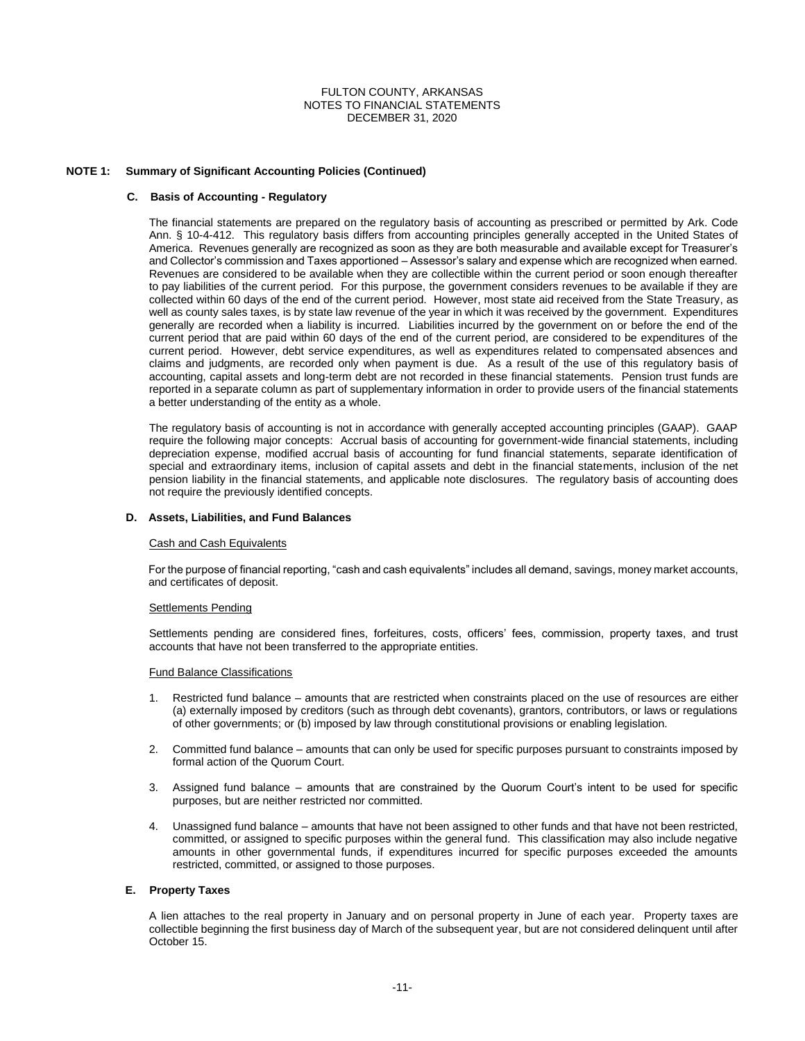FULTON COUNTY, ARKANSAS
NOTES TO FINANCIAL STATEMENTS
DECEMBER 31, 2020

## NOTE 1: Summary of Significant Accounting Policies (Continued)

### C. Basis of Accounting - Regulatory

The financial statements are prepared on the regulatory basis of accounting as prescribed or permitted by Ark. Code Ann. § 10-4-412. This regulatory basis differs from accounting principles generally accepted in the United States of America. Revenues generally are recognized as soon as they are both measurable and available except for Treasurer's and Collector's commission and Taxes apportioned – Assessor's salary and expense which are recognized when earned. Revenues are considered to be available when they are collectible within the current period or soon enough thereafter to pay liabilities of the current period. For this purpose, the government considers revenues to be available if they are collected within 60 days of the end of the current period. However, most state aid received from the State Treasury, as well as county sales taxes, is by state law revenue of the year in which it was received by the government. Expenditures generally are recorded when a liability is incurred. Liabilities incurred by the government on or before the end of the current period that are paid within 60 days of the end of the current period, are considered to be expenditures of the current period. However, debt service expenditures, as well as expenditures related to compensated absences and claims and judgments, are recorded only when payment is due. As a result of the use of this regulatory basis of accounting, capital assets and long-term debt are not recorded in these financial statements. Pension trust funds are reported in a separate column as part of supplementary information in order to provide users of the financial statements a better understanding of the entity as a whole.

The regulatory basis of accounting is not in accordance with generally accepted accounting principles (GAAP). GAAP require the following major concepts: Accrual basis of accounting for government-wide financial statements, including depreciation expense, modified accrual basis of accounting for fund financial statements, separate identification of special and extraordinary items, inclusion of capital assets and debt in the financial statements, inclusion of the net pension liability in the financial statements, and applicable note disclosures. The regulatory basis of accounting does not require the previously identified concepts.

### D. Assets, Liabilities, and Fund Balances

Cash and Cash Equivalents

For the purpose of financial reporting, "cash and cash equivalents" includes all demand, savings, money market accounts, and certificates of deposit.

Settlements Pending

Settlements pending are considered fines, forfeitures, costs, officers' fees, commission, property taxes, and trust accounts that have not been transferred to the appropriate entities.

Fund Balance Classifications

1. Restricted fund balance – amounts that are restricted when constraints placed on the use of resources are either (a) externally imposed by creditors (such as through debt covenants), grantors, contributors, or laws or regulations of other governments; or (b) imposed by law through constitutional provisions or enabling legislation.
2. Committed fund balance – amounts that can only be used for specific purposes pursuant to constraints imposed by formal action of the Quorum Court.
3. Assigned fund balance – amounts that are constrained by the Quorum Court's intent to be used for specific purposes, but are neither restricted nor committed.
4. Unassigned fund balance – amounts that have not been assigned to other funds and that have not been restricted, committed, or assigned to specific purposes within the general fund. This classification may also include negative amounts in other governmental funds, if expenditures incurred for specific purposes exceeded the amounts restricted, committed, or assigned to those purposes.

### E. Property Taxes

A lien attaches to the real property in January and on personal property in June of each year. Property taxes are collectible beginning the first business day of March of the subsequent year, but are not considered delinquent until after October 15.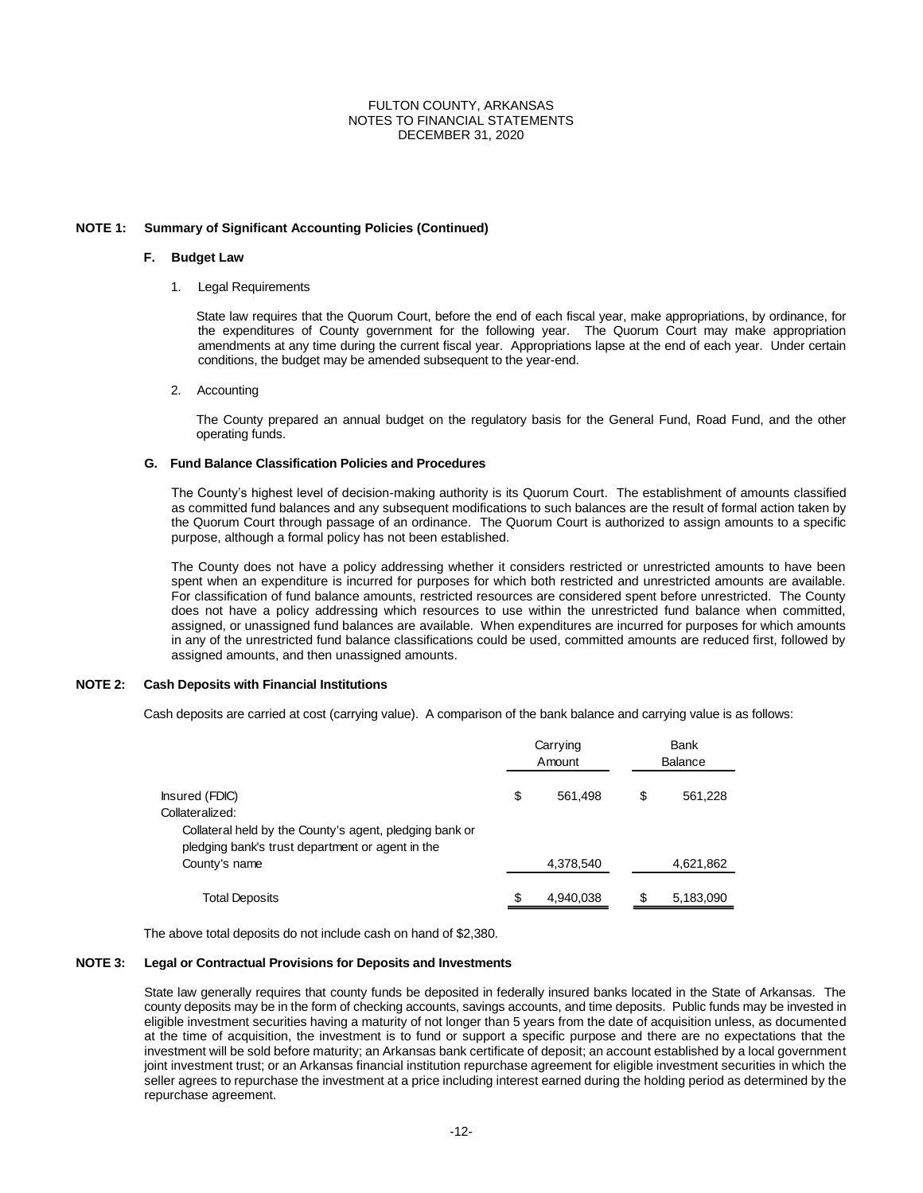FULTON COUNTY, ARKANSAS
NOTES TO FINANCIAL STATEMENTS
DECEMBER 31, 2020

**NOTE 1: Summary of Significant Accounting Policies (Continued)**

**F. Budget Law**

1. Legal Requirements

State law requires that the Quorum Court, before the end of each fiscal year, make appropriations, by ordinance, for the expenditures of County government for the following year. The Quorum Court may make appropriation amendments at any time during the current fiscal year. Appropriations lapse at the end of each year. Under certain conditions, the budget may be amended subsequent to the year-end.

2. Accounting

The County prepared an annual budget on the regulatory basis for the General Fund, Road Fund, and the other operating funds.

**G. Fund Balance Classification Policies and Procedures**

The County's highest level of decision-making authority is its Quorum Court. The establishment of amounts classified as committed fund balances and any subsequent modifications to such balances are the result of formal action taken by the Quorum Court through passage of an ordinance. The Quorum Court is authorized to assign amounts to a specific purpose, although a formal policy has not been established.

The County does not have a policy addressing whether it considers restricted or unrestricted amounts to have been spent when an expenditure is incurred for purposes for which both restricted and unrestricted amounts are available. For classification of fund balance amounts, restricted resources are considered spent before unrestricted. The County does not have a policy addressing which resources to use within the unrestricted fund balance when committed, assigned, or unassigned fund balances are available. When expenditures are incurred for purposes for which amounts in any of the unrestricted fund balance classifications could be used, committed amounts are reduced first, followed by assigned amounts, and then unassigned amounts.

**NOTE 2: Cash Deposits with Financial Institutions**

Cash deposits are carried at cost (carrying value). A comparison of the bank balance and carrying value is as follows:

| | Carrying Amount | Bank Balance |
|---|---|---|
| Insured (FDIC) | $ 561,498 | $ 561,228 |
| Collateralized: | | |
| Collateral held by the County's agent, pledging bank or pledging bank's trust department or agent in the County's name | 4,378,540 | 4,621,862 |
| Total Deposits | $ 4,940,038 | $ 5,183,090 |

The above total deposits do not include cash on hand of $2,380.

**NOTE 3: Legal or Contractual Provisions for Deposits and Investments**

State law generally requires that county funds be deposited in federally insured banks located in the State of Arkansas. The county deposits may be in the form of checking accounts, savings accounts, and time deposits. Public funds may be invested in eligible investment securities having a maturity of not longer than 5 years from the date of acquisition unless, as documented at the time of acquisition, the investment is to fund or support a specific purpose and there are no expectations that the investment will be sold before maturity; an Arkansas bank certificate of deposit; an account established by a local government joint investment trust; or an Arkansas financial institution repurchase agreement for eligible investment securities in which the seller agrees to repurchase the investment at a price including interest earned during the holding period as determined by the repurchase agreement.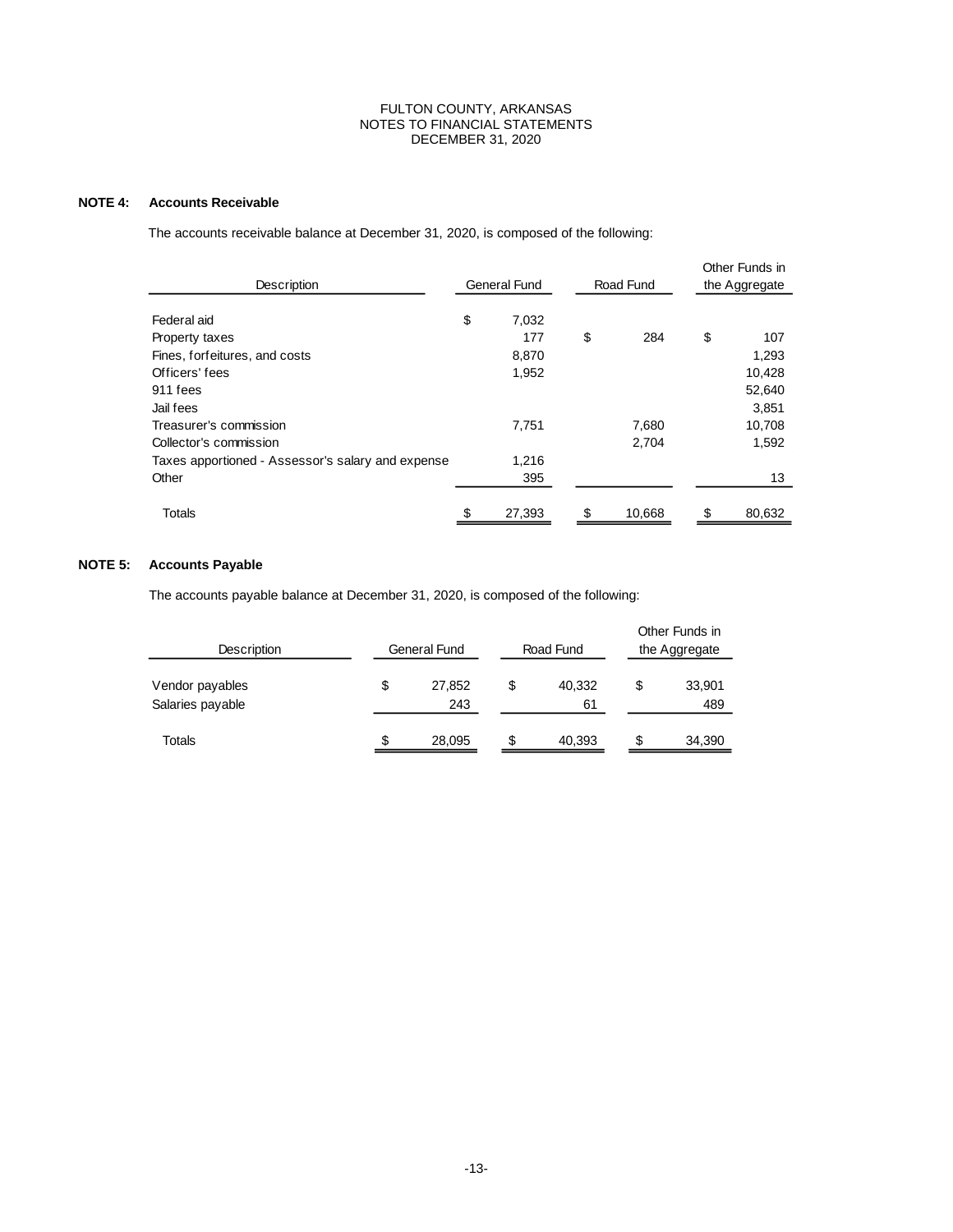FULTON COUNTY, ARKANSAS
NOTES TO FINANCIAL STATEMENTS
DECEMBER 31, 2020

**NOTE 4: Accounts Receivable**

The accounts receivable balance at December 31, 2020, is composed of the following:

| Description | General Fund | Road Fund | Other Funds in the Aggregate |
|---|---|---|---|
| Federal aid | $ 7,032 | | |
| Property taxes | 177 | $ 284 | $ 107 |
| Fines, forfeitures, and costs | 8,870 | | 1,293 |
| Officers' fees | 1,952 | | 10,428 |
| 911 fees | | | 52,640 |
| Jail fees | | | 3,851 |
| Treasurer's commission | 7,751 | 7,680 | 10,708 |
| Collector's commission | | 2,704 | 1,592 |
| Taxes apportioned - Assessor's salary and expense | 1,216 | | |
| Other | 395 | | 13 |
| Totals | $ 27,393 | $ 10,668 | $ 80,632 |

**NOTE 5: Accounts Payable**

The accounts payable balance at December 31, 2020, is composed of the following:

| Description | General Fund | Road Fund | Other Funds in the Aggregate |
|---|---|---|---|
| Vendor payables | $ 27,852 | $ 40,332 | $ 33,901 |
| Salaries payable | 243 | 61 | 489 |
| Totals | $ 28,095 | $ 40,393 | $ 34,390 |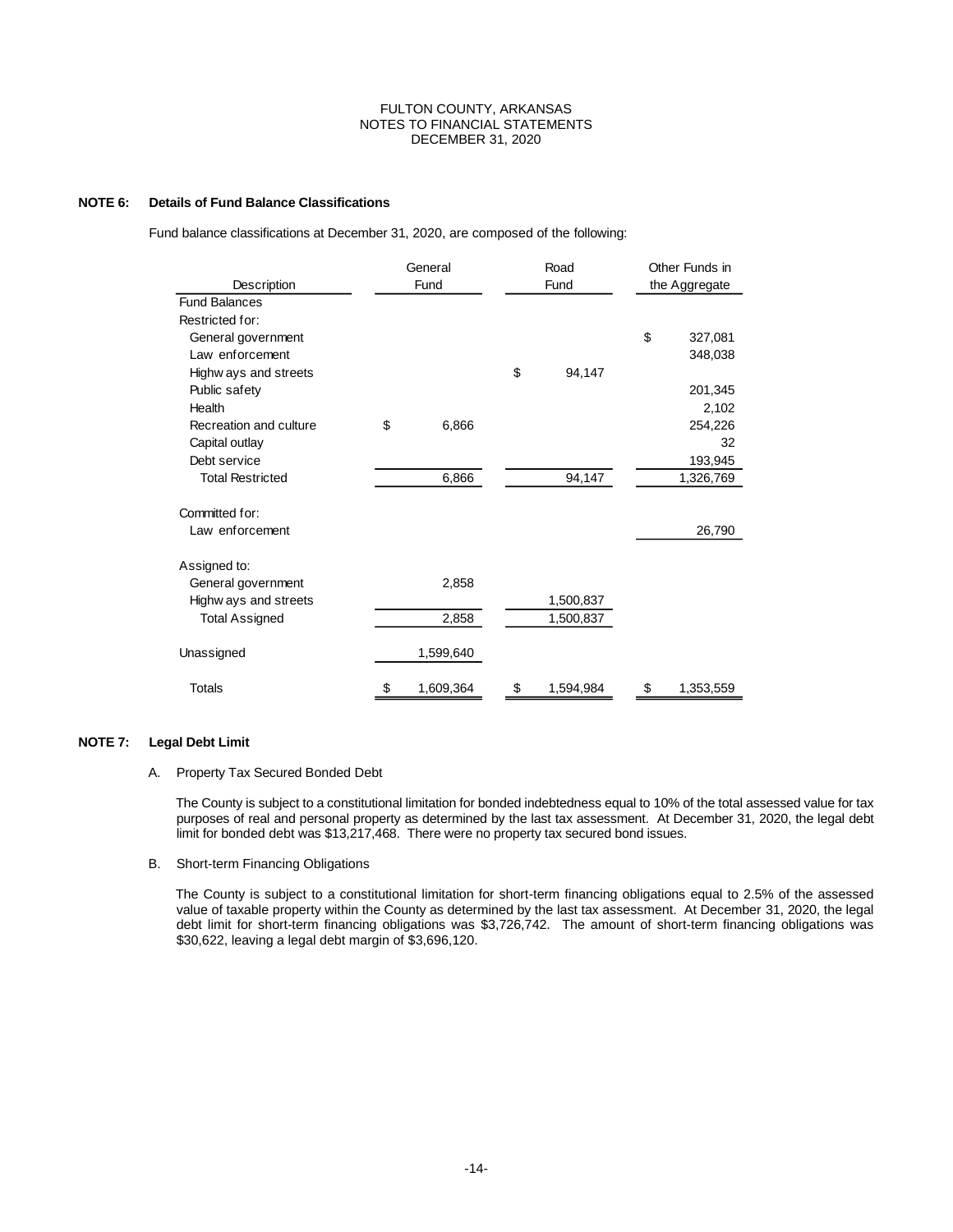FULTON COUNTY, ARKANSAS
NOTES TO FINANCIAL STATEMENTS
DECEMBER 31, 2020

**NOTE 6: Details of Fund Balance Classifications**

Fund balance classifications at December 31, 2020, are composed of the following:

| Description | General Fund | Road Fund | Other Funds in the Aggregate |
|---|---|---|---|
| Fund Balances | | | |
| Restricted for: | | | |
| General government | | | $ 327,081 |
| Law enforcement | | | 348,038 |
| Highways and streets | | $ 94,147 | |
| Public safety | | | 201,345 |
| Health | | | 2,102 |
| Recreation and culture | $ 6,866 | | 254,226 |
| Capital outlay | | | 32 |
| Debt service | | | 193,945 |
| Total Restricted | 6,866 | 94,147 | 1,326,769 |
| Committed for: | | | |
| Law enforcement | | | 26,790 |
| Assigned to: | | | |
| General government | 2,858 | | |
| Highways and streets | | 1,500,837 | |
| Total Assigned | 2,858 | 1,500,837 | |
| Unassigned | 1,599,640 | | |
| Totals | $ 1,609,364 | $ 1,594,984 | $ 1,353,559 |

**NOTE 7: Legal Debt Limit**

A. Property Tax Secured Bonded Debt

The County is subject to a constitutional limitation for bonded indebtedness equal to 10% of the total assessed value for tax purposes of real and personal property as determined by the last tax assessment. At December 31, 2020, the legal debt limit for bonded debt was $13,217,468. There were no property tax secured bond issues.

B. Short-term Financing Obligations

The County is subject to a constitutional limitation for short-term financing obligations equal to 2.5% of the assessed value of taxable property within the County as determined by the last tax assessment. At December 31, 2020, the legal debt limit for short-term financing obligations was $3,726,742. The amount of short-term financing obligations was $30,622, leaving a legal debt margin of $3,696,120.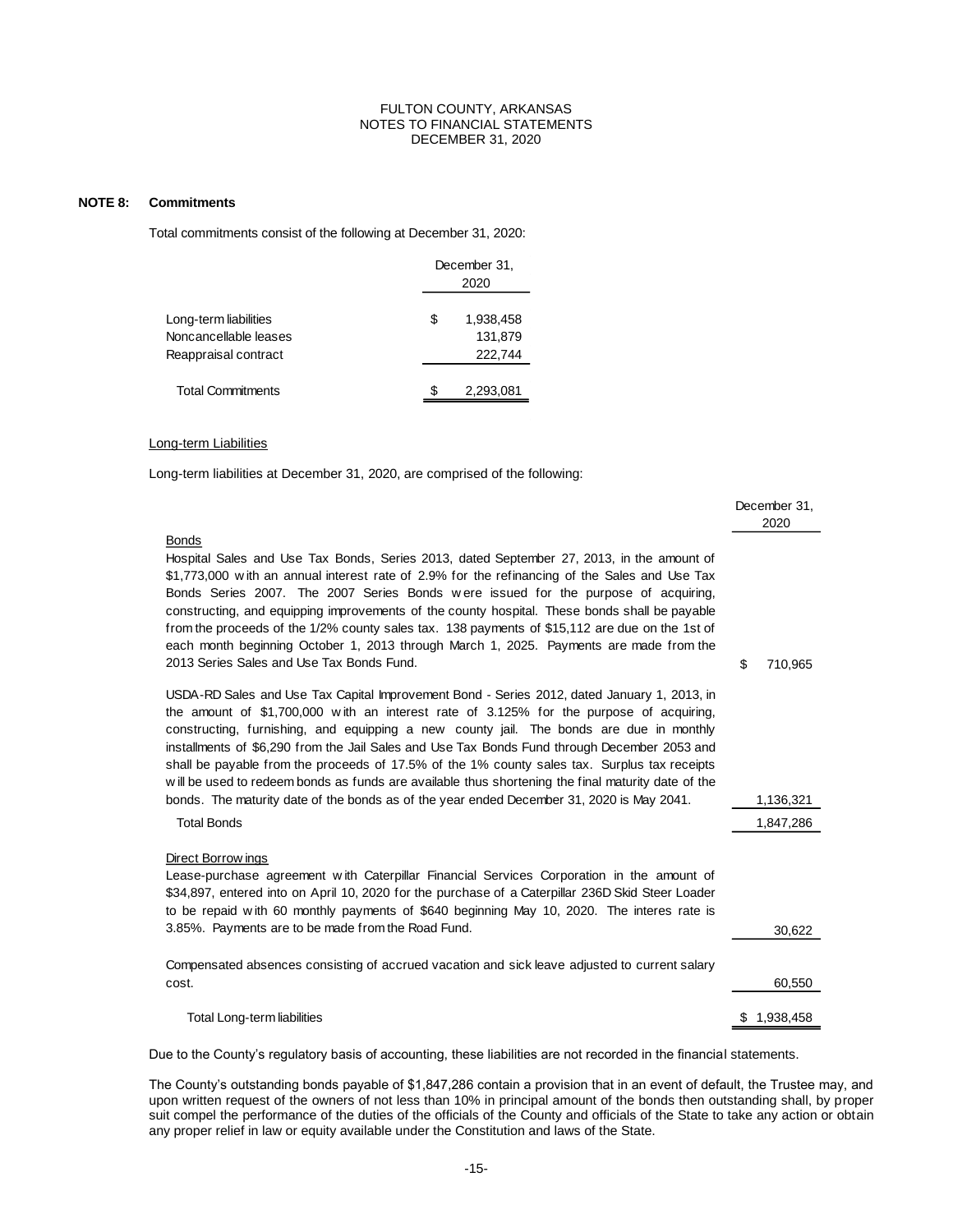FULTON COUNTY, ARKANSAS
NOTES TO FINANCIAL STATEMENTS
DECEMBER 31, 2020

## NOTE 8: Commitments

Total commitments consist of the following at December 31, 2020:

| | December 31, 2020 |
|---|---|
| Long-term liabilities | $ 1,938,458 |
| Noncancellable leases | 131,879 |
| Reappraisal contract | 222,744 |
| Total Commitments | $ 2,293,081 |

### Long-term Liabilities

Long-term liabilities at December 31, 2020, are comprised of the following:

| | December 31, 2020 |
|---|---|
| **Bonds** | |
| Hospital Sales and Use Tax Bonds, Series 2013, dated September 27, 2013, in the amount of $1,773,000 with an annual interest rate of 2.9% for the refinancing of the Sales and Use Tax Bonds Series 2007. The 2007 Series Bonds were issued for the purpose of acquiring, constructing, and equipping improvements of the county hospital. These bonds shall be payable from the proceeds of the 1/2% county sales tax. 138 payments of $15,112 are due on the 1st of each month beginning October 1, 2013 through March 1, 2025. Payments are made from the 2013 Series Sales and Use Tax Bonds Fund. | $ 710,965 |
| USDA-RD Sales and Use Tax Capital Improvement Bond - Series 2012, dated January 1, 2013, in the amount of $1,700,000 with an interest rate of 3.125% for the purpose of acquiring, constructing, furnishing, and equipping a new county jail. The bonds are due in monthly installments of $6,290 from the Jail Sales and Use Tax Bonds Fund through December 2053 and shall be payable from the proceeds of 17.5% of the 1% county sales tax. Surplus tax receipts will be used to redeem bonds as funds are available thus shortening the final maturity date of the bonds. The maturity date of the bonds as of the year ended December 31, 2020 is May 2041. | 1,136,321 |
| Total Bonds | 1,847,286 |
| **Direct Borrowings** | |
| Lease-purchase agreement with Caterpillar Financial Services Corporation in the amount of $34,897, entered into on April 10, 2020 for the purchase of a Caterpillar 236D Skid Steer Loader to be repaid with 60 monthly payments of $640 beginning May 10, 2020. The interes rate is 3.85%. Payments are to be made from the Road Fund. | 30,622 |
| Compensated absences consisting of accrued vacation and sick leave adjusted to current salary cost. | 60,550 |
| Total Long-term liabilities | $ 1,938,458 |

Due to the County's regulatory basis of accounting, these liabilities are not recorded in the financial statements.

The County's outstanding bonds payable of $1,847,286 contain a provision that in an event of default, the Trustee may, and upon written request of the owners of not less than 10% in principal amount of the bonds then outstanding shall, by proper suit compel the performance of the duties of the officials of the County and officials of the State to take any action or obtain any proper relief in law or equity available under the Constitution and laws of the State.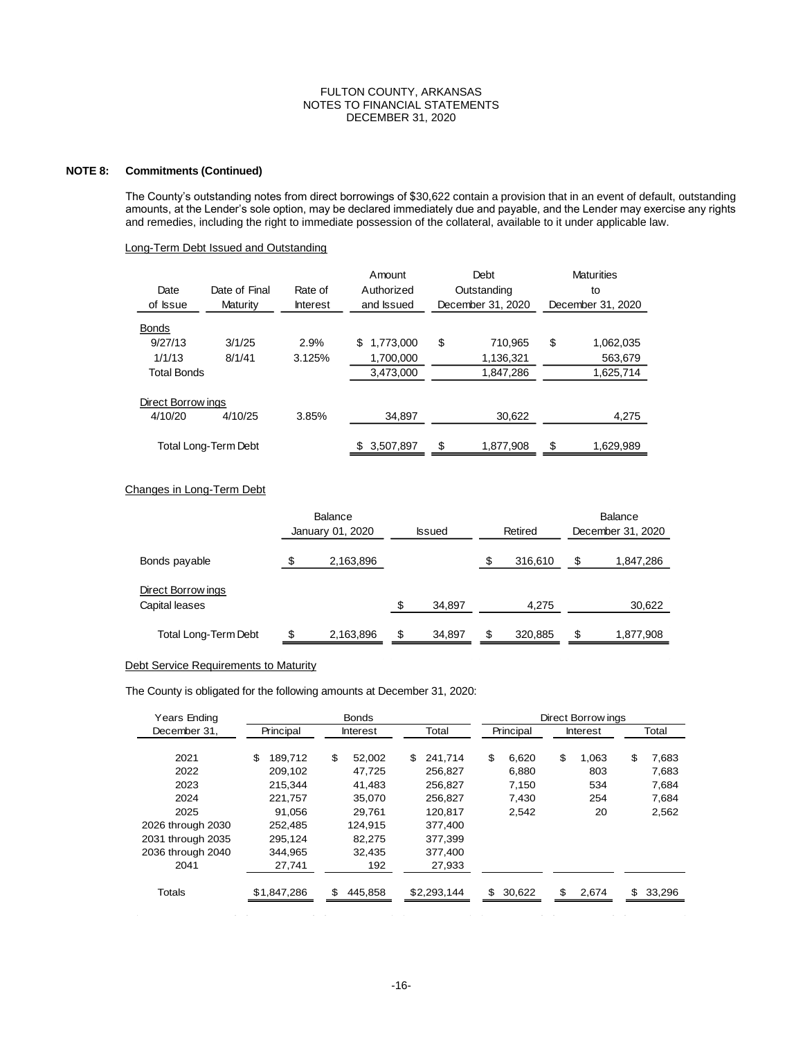FULTON COUNTY, ARKANSAS
NOTES TO FINANCIAL STATEMENTS
DECEMBER 31, 2020

**NOTE 8: Commitments (Continued)**

The County's outstanding notes from direct borrowings of $30,622 contain a provision that in an event of default, outstanding amounts, at the Lender's sole option, may be declared immediately due and payable, and the Lender may exercise any rights and remedies, including the right to immediate possession of the collateral, available to it under applicable law.

Long-Term Debt Issued and Outstanding

| Date of Issue | Date of Final Maturity | Rate of Interest | Amount Authorized and Issued | Debt Outstanding December 31, 2020 | Maturities to December 31, 2020 |
|---|---|---|---|---|---|
| Bonds | | | | | |
| 9/27/13 | 3/1/25 | 2.9% | $ 1,773,000 | $ 710,965 | $ 1,062,035 |
| 1/1/13 | 8/1/41 | 3.125% | 1,700,000 | 1,136,321 | 563,679 |
| Total Bonds | | | 3,473,000 | 1,847,286 | 1,625,714 |
| Direct Borrowings | | | | | |
| 4/10/20 | 4/10/25 | 3.85% | 34,897 | 30,622 | 4,275 |
| Total Long-Term Debt | | | $ 3,507,897 | $ 1,877,908 | $ 1,629,989 |

Changes in Long-Term Debt

| | Balance January 01, 2020 | Issued | Retired | Balance December 31, 2020 |
|---|---|---|---|---|
| Bonds payable | $ 2,163,896 | | $ 316,610 | $ 1,847,286 |
| Direct Borrowings | | | | |
| Capital leases | | $ 34,897 | 4,275 | 30,622 |
| Total Long-Term Debt | $ 2,163,896 | $ 34,897 | $ 320,885 | $ 1,877,908 |

Debt Service Requirements to Maturity

The County is obligated for the following amounts at December 31, 2020:

| Years Ending December 31, | Bonds | | | Direct Borrowings | | |
|---|---|---|---|---|---|---|
| | Principal | Interest | Total | Principal | Interest | Total |
| 2021 | $ 189,712 | $ 52,002 | $ 241,714 | $ 6,620 | $ 1,063 | $ 7,683 |
| 2022 | 209,102 | 47,725 | 256,827 | 6,880 | 803 | 7,683 |
| 2023 | 215,344 | 41,483 | 256,827 | 7,150 | 534 | 7,684 |
| 2024 | 221,757 | 35,070 | 256,827 | 7,430 | 254 | 7,684 |
| 2025 | 91,056 | 29,761 | 120,817 | 2,542 | 20 | 2,562 |
| 2026 through 2030 | 252,485 | 124,915 | 377,400 | | | |
| 2031 through 2035 | 295,124 | 82,275 | 377,399 | | | |
| 2036 through 2040 | 344,965 | 32,435 | 377,400 | | | |
| 2041 | 27,741 | 192 | 27,933 | | | |
| Totals | $1,847,286 | $ 445,858 | $2,293,144 | $ 30,622 | $ 2,674 | $ 33,296 |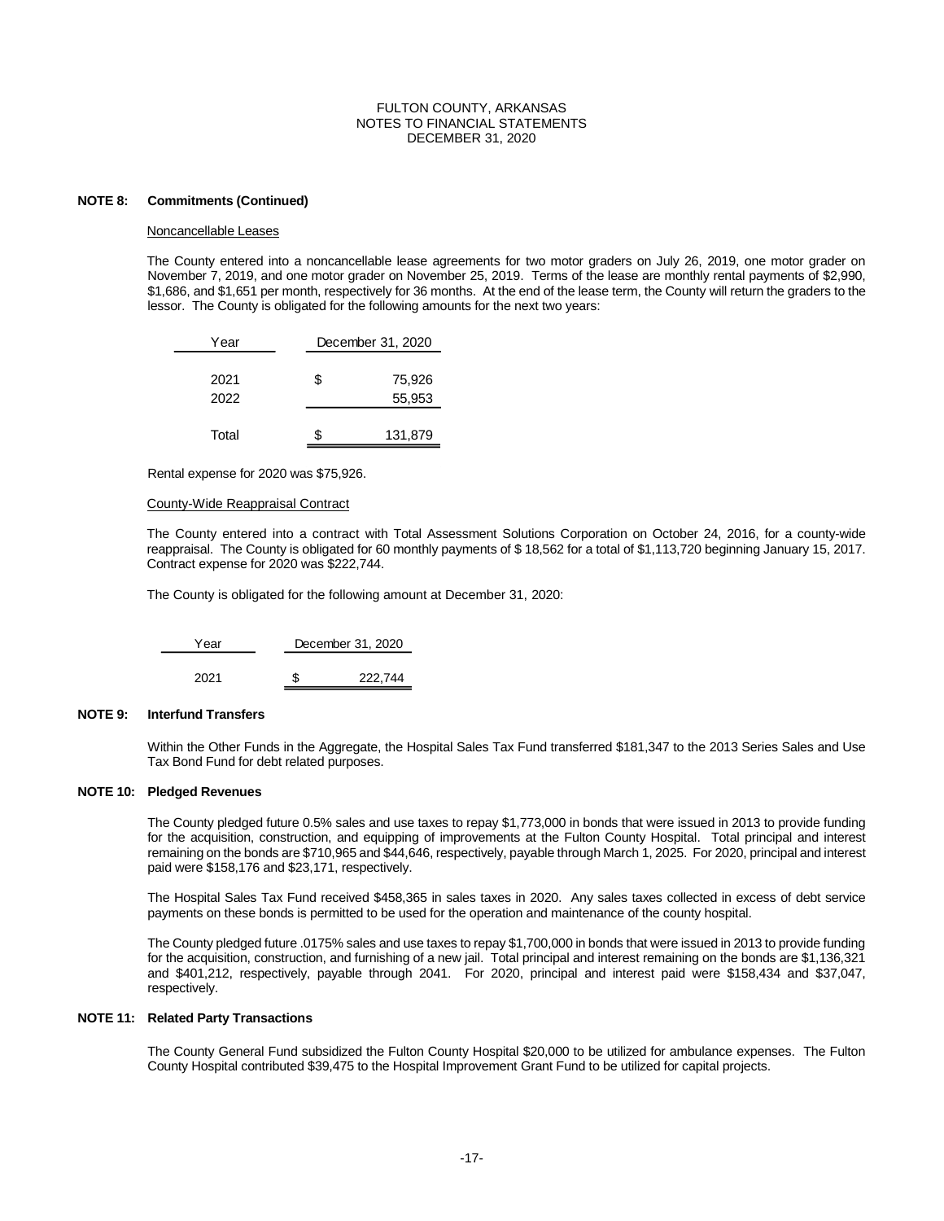FULTON COUNTY, ARKANSAS
NOTES TO FINANCIAL STATEMENTS
DECEMBER 31, 2020

**NOTE 8: Commitments (Continued)**

Noncancellable Leases

The County entered into a noncancellable lease agreements for two motor graders on July 26, 2019, one motor grader on November 7, 2019, and one motor grader on November 25, 2019. Terms of the lease are monthly rental payments of $2,990, $1,686, and $1,651 per month, respectively for 36 months. At the end of the lease term, the County will return the graders to the lessor. The County is obligated for the following amounts for the next two years:

| Year | December 31, 2020 |
|---|---|
| 2021 | $ 75,926 |
| 2022 | 55,953 |
| Total | $ 131,879 |

Rental expense for 2020 was $75,926.

County-Wide Reappraisal Contract

The County entered into a contract with Total Assessment Solutions Corporation on October 24, 2016, for a county-wide reappraisal. The County is obligated for 60 monthly payments of $ 18,562 for a total of $1,113,720 beginning January 15, 2017. Contract expense for 2020 was $222,744.

The County is obligated for the following amount at December 31, 2020:

| Year | December 31, 2020 |
|---|---|
| 2021 | $ 222,744 |

**NOTE 9: Interfund Transfers**

Within the Other Funds in the Aggregate, the Hospital Sales Tax Fund transferred $181,347 to the 2013 Series Sales and Use Tax Bond Fund for debt related purposes.

**NOTE 10: Pledged Revenues**

The County pledged future 0.5% sales and use taxes to repay $1,773,000 in bonds that were issued in 2013 to provide funding for the acquisition, construction, and equipping of improvements at the Fulton County Hospital. Total principal and interest remaining on the bonds are $710,965 and $44,646, respectively, payable through March 1, 2025. For 2020, principal and interest paid were $158,176 and $23,171, respectively.

The Hospital Sales Tax Fund received $458,365 in sales taxes in 2020. Any sales taxes collected in excess of debt service payments on these bonds is permitted to be used for the operation and maintenance of the county hospital.

The County pledged future .0175% sales and use taxes to repay $1,700,000 in bonds that were issued in 2013 to provide funding for the acquisition, construction, and furnishing of a new jail. Total principal and interest remaining on the bonds are $1,136,321 and $401,212, respectively, payable through 2041. For 2020, principal and interest paid were $158,434 and $37,047, respectively.

**NOTE 11: Related Party Transactions**

The County General Fund subsidized the Fulton County Hospital $20,000 to be utilized for ambulance expenses. The Fulton County Hospital contributed $39,475 to the Hospital Improvement Grant Fund to be utilized for capital projects.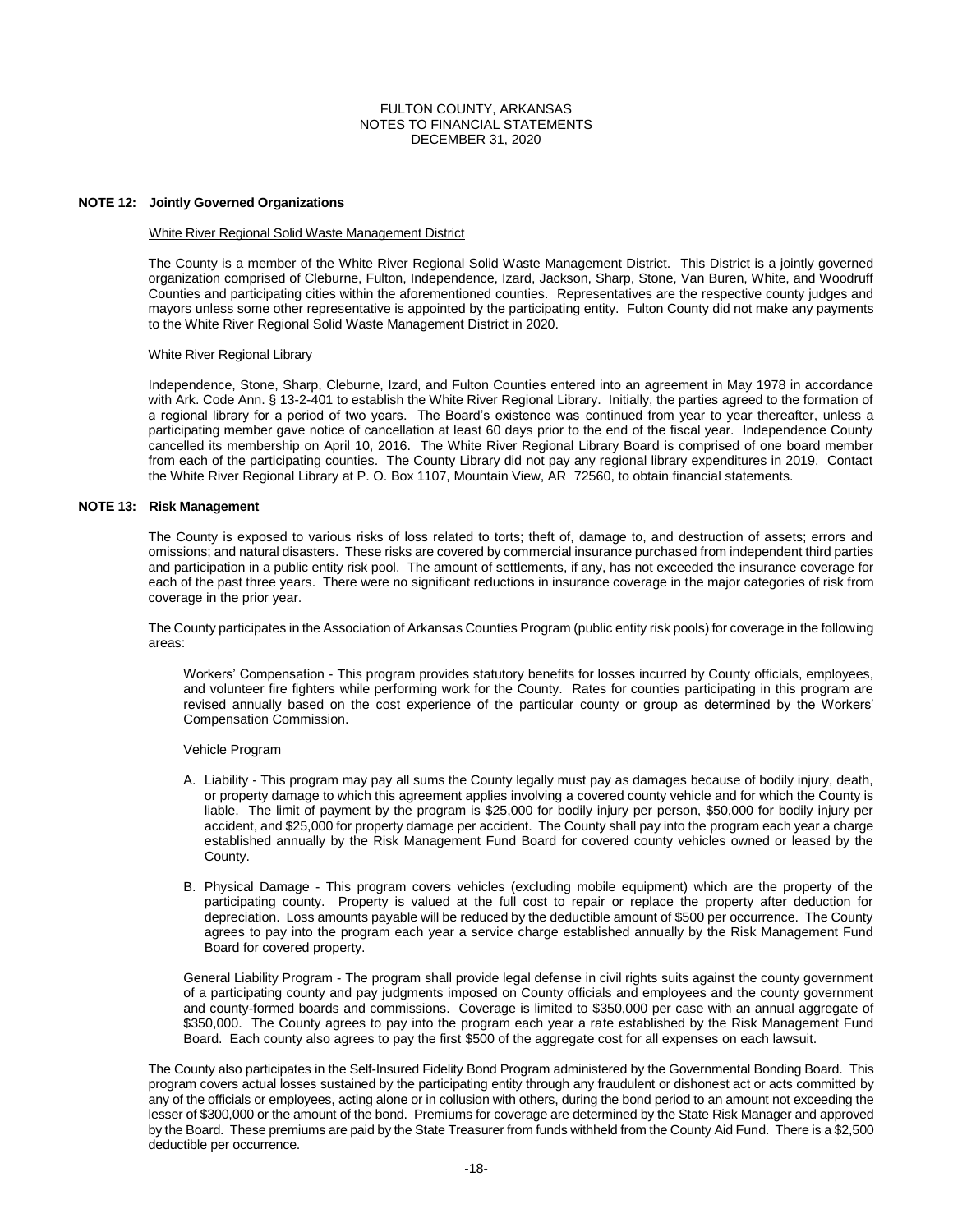**NOTE 12: Jointly Governed Organizations**

White River Regional Solid Waste Management District

The County is a member of the White River Regional Solid Waste Management District. This District is a jointly governed organization comprised of Cleburne, Fulton, Independence, Izard, Jackson, Sharp, Stone, Van Buren, White, and Woodruff Counties and participating cities within the aforementioned counties. Representatives are the respective county judges and mayors unless some other representative is appointed by the participating entity. Fulton County did not make any payments to the White River Regional Solid Waste Management District in 2020.

White River Regional Library

Independence, Stone, Sharp, Cleburne, Izard, and Fulton Counties entered into an agreement in May 1978 in accordance with Ark. Code Ann. § 13-2-401 to establish the White River Regional Library. Initially, the parties agreed to the formation of a regional library for a period of two years. The Board's existence was continued from year to year thereafter, unless a participating member gave notice of cancellation at least 60 days prior to the end of the fiscal year. Independence County cancelled its membership on April 10, 2016. The White River Regional Library Board is comprised of one board member from each of the participating counties. The County Library did not pay any regional library expenditures in 2019. Contact the White River Regional Library at P. O. Box 1107, Mountain View, AR 72560, to obtain financial statements.

**NOTE 13: Risk Management**

The County is exposed to various risks of loss related to torts; theft of, damage to, and destruction of assets; errors and omissions; and natural disasters. These risks are covered by commercial insurance purchased from independent third parties and participation in a public entity risk pool. The amount of settlements, if any, has not exceeded the insurance coverage for each of the past three years. There were no significant reductions in insurance coverage in the major categories of risk from coverage in the prior year.

The County participates in the Association of Arkansas Counties Program (public entity risk pools) for coverage in the following areas:

Workers' Compensation - This program provides statutory benefits for losses incurred by County officials, employees, and volunteer fire fighters while performing work for the County. Rates for counties participating in this program are revised annually based on the cost experience of the particular county or group as determined by the Workers' Compensation Commission.

Vehicle Program

A. Liability - This program may pay all sums the County legally must pay as damages because of bodily injury, death, or property damage to which this agreement applies involving a covered county vehicle and for which the County is liable. The limit of payment by the program is $25,000 for bodily injury per person, $50,000 for bodily injury per accident, and $25,000 for property damage per accident. The County shall pay into the program each year a charge established annually by the Risk Management Fund Board for covered county vehicles owned or leased by the County.

B. Physical Damage - This program covers vehicles (excluding mobile equipment) which are the property of the participating county. Property is valued at the full cost to repair or replace the property after deduction for depreciation. Loss amounts payable will be reduced by the deductible amount of $500 per occurrence. The County agrees to pay into the program each year a service charge established annually by the Risk Management Fund Board for covered property.

General Liability Program - The program shall provide legal defense in civil rights suits against the county government of a participating county and pay judgments imposed on County officials and employees and the county government and county-formed boards and commissions. Coverage is limited to $350,000 per case with an annual aggregate of $350,000. The County agrees to pay into the program each year a rate established by the Risk Management Fund Board. Each county also agrees to pay the first $500 of the aggregate cost for all expenses on each lawsuit.

The County also participates in the Self-Insured Fidelity Bond Program administered by the Governmental Bonding Board. This program covers actual losses sustained by the participating entity through any fraudulent or dishonest act or acts committed by any of the officials or employees, acting alone or in collusion with others, during the bond period to an amount not exceeding the lesser of $300,000 or the amount of the bond. Premiums for coverage are determined by the State Risk Manager and approved by the Board. These premiums are paid by the State Treasurer from funds withheld from the County Aid Fund. There is a $2,500 deductible per occurrence.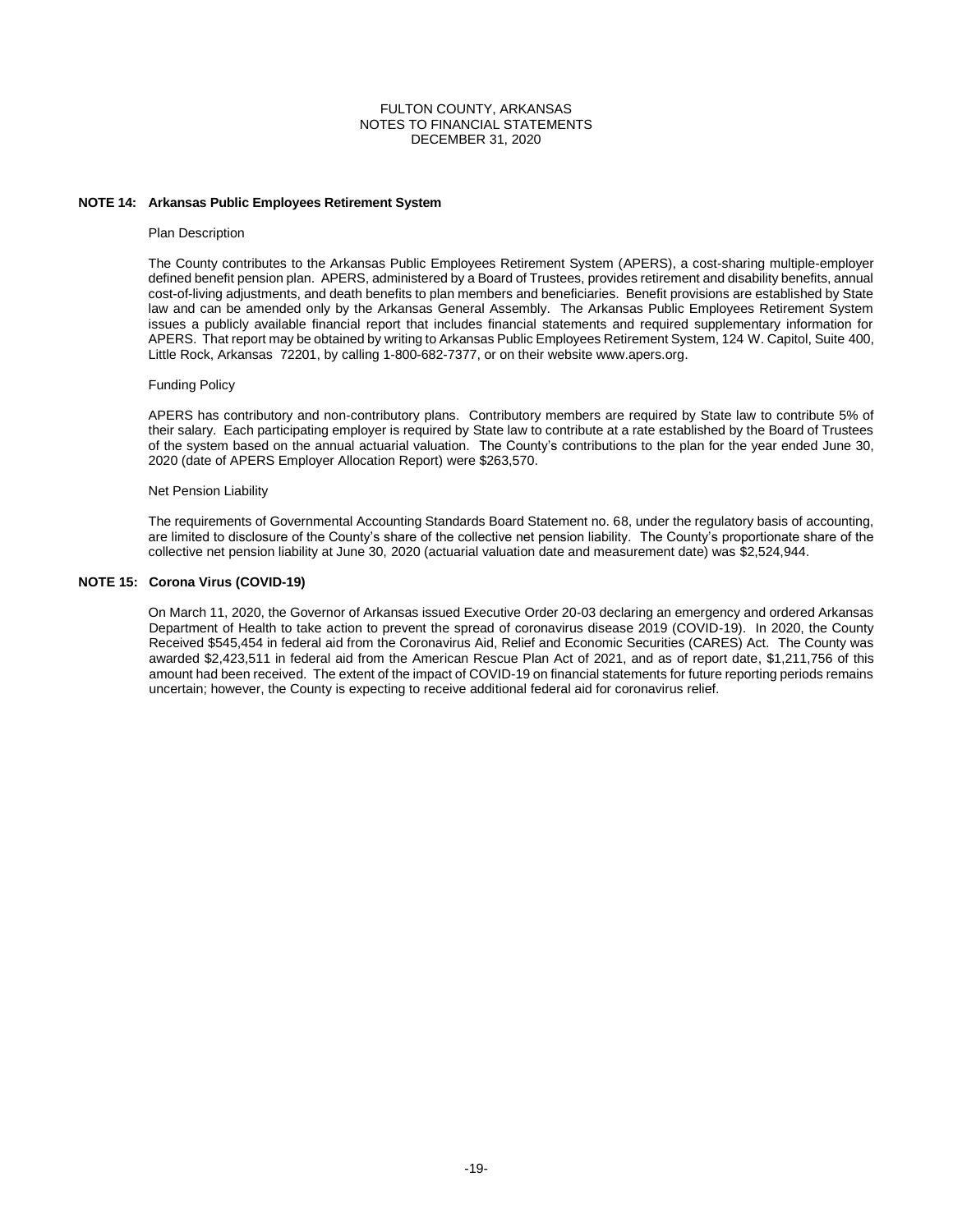FULTON COUNTY, ARKANSAS
NOTES TO FINANCIAL STATEMENTS
DECEMBER 31, 2020

**NOTE 14: Arkansas Public Employees Retirement System**

Plan Description

The County contributes to the Arkansas Public Employees Retirement System (APERS), a cost-sharing multiple-employer defined benefit pension plan. APERS, administered by a Board of Trustees, provides retirement and disability benefits, annual cost-of-living adjustments, and death benefits to plan members and beneficiaries. Benefit provisions are established by State law and can be amended only by the Arkansas General Assembly. The Arkansas Public Employees Retirement System issues a publicly available financial report that includes financial statements and required supplementary information for APERS. That report may be obtained by writing to Arkansas Public Employees Retirement System, 124 W. Capitol, Suite 400, Little Rock, Arkansas 72201, by calling 1-800-682-7377, or on their website www.apers.org.

Funding Policy

APERS has contributory and non-contributory plans. Contributory members are required by State law to contribute 5% of their salary. Each participating employer is required by State law to contribute at a rate established by the Board of Trustees of the system based on the annual actuarial valuation. The County's contributions to the plan for the year ended June 30, 2020 (date of APERS Employer Allocation Report) were $263,570.

Net Pension Liability

The requirements of Governmental Accounting Standards Board Statement no. 68, under the regulatory basis of accounting, are limited to disclosure of the County's share of the collective net pension liability. The County's proportionate share of the collective net pension liability at June 30, 2020 (actuarial valuation date and measurement date) was $2,524,944.

**NOTE 15: Corona Virus (COVID-19)**

On March 11, 2020, the Governor of Arkansas issued Executive Order 20-03 declaring an emergency and ordered Arkansas Department of Health to take action to prevent the spread of coronavirus disease 2019 (COVID-19). In 2020, the County Received $545,454 in federal aid from the Coronavirus Aid, Relief and Economic Securities (CARES) Act. The County was awarded $2,423,511 in federal aid from the American Rescue Plan Act of 2021, and as of report date, $1,211,756 of this amount had been received. The extent of the impact of COVID-19 on financial statements for future reporting periods remains uncertain; however, the County is expecting to receive additional federal aid for coronavirus relief.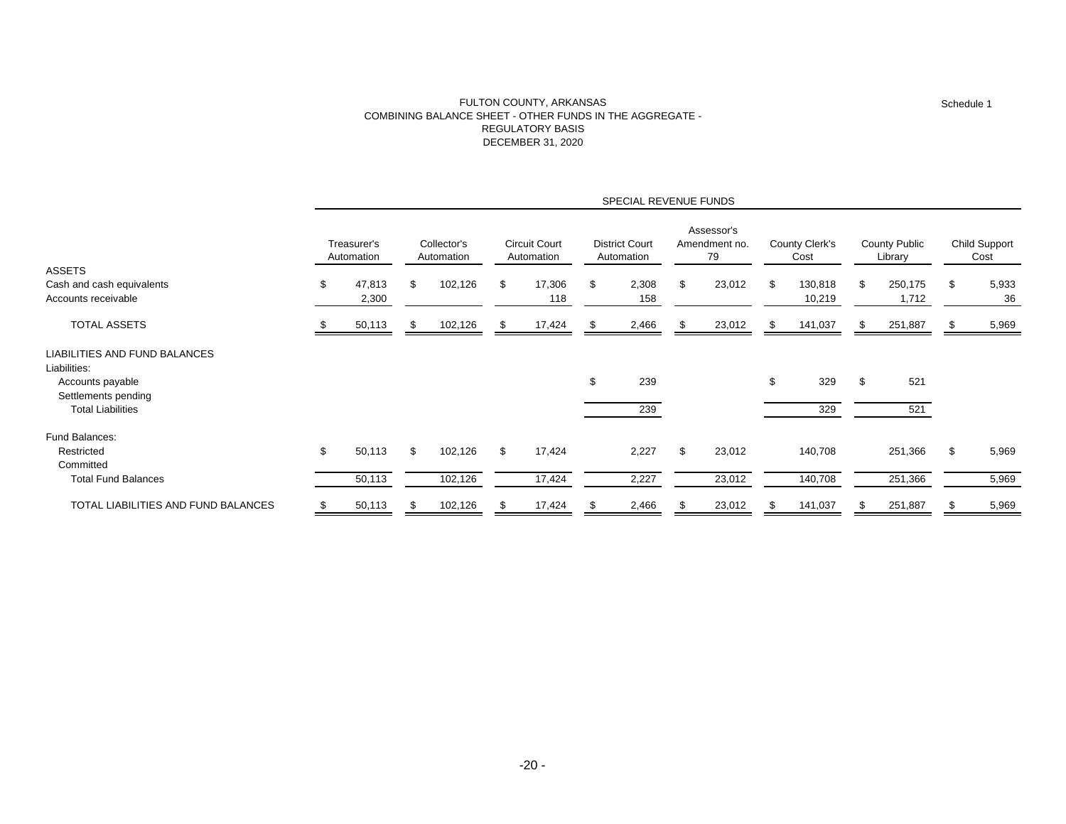Schedule 1

# FULTON COUNTY, ARKANSAS
## COMBINING BALANCE SHEET - OTHER FUNDS IN THE AGGREGATE - REGULATORY BASIS
## DECEMBER 31, 2020

| | SPECIAL REVENUE FUNDS | | | | | | | |
|---|---|---|---|---|---|---|---|---|
| | Treasurer's Automation | Collector's Automation | Circuit Court Automation | District Court Automation | Assessor's Amendment no. 79 | County Clerk's Cost | County Public Library | Child Support Cost |
| ASSETS | | | | | | | | |
| Cash and cash equivalents | $ 47,813 | $ 102,126 | $ 17,306 | $ 2,308 | $ 23,012 | $ 130,818 | $ 250,175 | $ 5,933 |
| Accounts receivable | 2,300 | | 118 | 158 | | 10,219 | 1,712 | 36 |
| TOTAL ASSETS | $ 50,113 | $ 102,126 | $ 17,424 | $ 2,466 | $ 23,012 | $ 141,037 | $ 251,887 | $ 5,969 |
| LIABILITIES AND FUND BALANCES | | | | | | | | |
| Liabilities: | | | | | | | | |
| Accounts payable | | | | $ 239 | | $ 329 | $ 521 | |
| Settlements pending | | | | | | | | |
| Total Liabilities | | | | 239 | | 329 | 521 | |
| Fund Balances: | | | | | | | | |
| Restricted | $ 50,113 | $ 102,126 | $ 17,424 | 2,227 | $ 23,012 | 140,708 | 251,366 | $ 5,969 |
| Committed | | | | | | | | |
| Total Fund Balances | 50,113 | 102,126 | 17,424 | 2,227 | 23,012 | 140,708 | 251,366 | 5,969 |
| TOTAL LIABILITIES AND FUND BALANCES | $ 50,113 | $ 102,126 | $ 17,424 | $ 2,466 | $ 23,012 | $ 141,037 | $ 251,887 | $ 5,969 |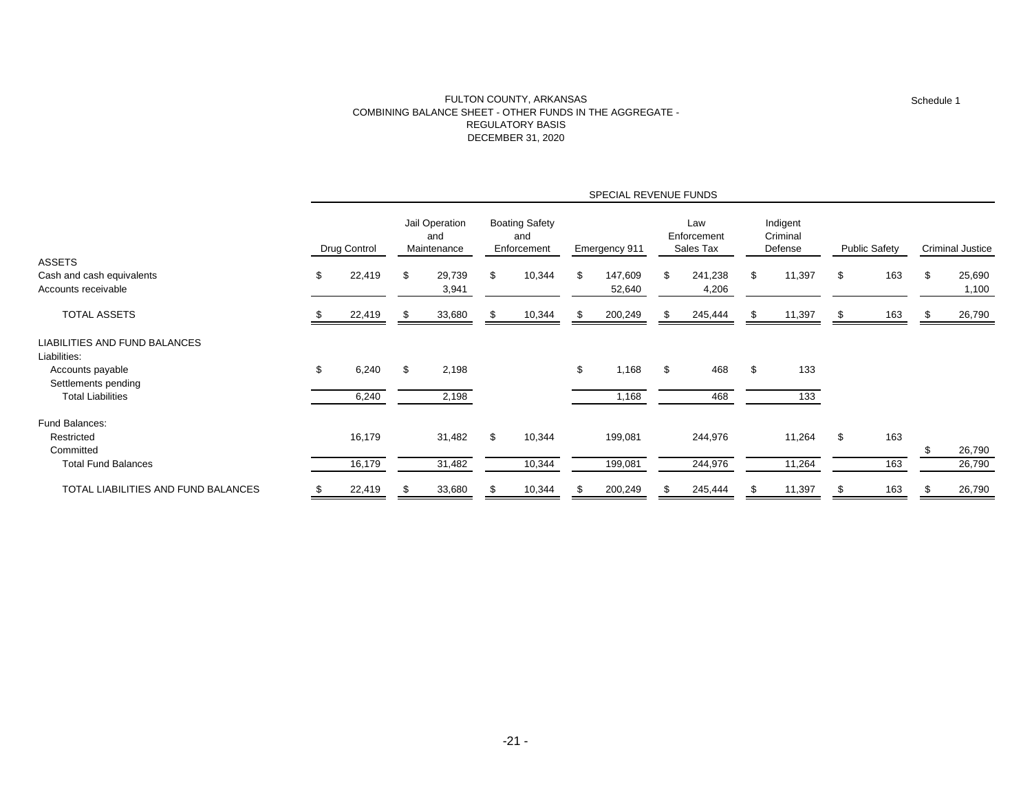Schedule 1

# FULTON COUNTY, ARKANSAS
## COMBINING BALANCE SHEET - OTHER FUNDS IN THE AGGREGATE - REGULATORY BASIS
## DECEMBER 31, 2020

| | SPECIAL REVENUE FUNDS | | | | | | | |
|---|---|---|---|---|---|---|---|---|
| | Drug Control | Jail Operation and Maintenance | Boating Safety and Enforcement | Emergency 911 | Law Enforcement Sales Tax | Indigent Criminal Defense | Public Safety | Criminal Justice |
| **ASSETS** | | | | | | | | |
| Cash and cash equivalents | $ 22,419 | $ 29,739 | $ 10,344 | $ 147,609 | $ 241,238 | $ 11,397 | $ 163 | $ 25,690 |
| Accounts receivable | | 3,941 | | 52,640 | 4,206 | | | 1,100 |
| TOTAL ASSETS | $ 22,419 | $ 33,680 | $ 10,344 | $ 200,249 | $ 245,444 | $ 11,397 | $ 163 | $ 26,790 |
| **LIABILITIES AND FUND BALANCES** | | | | | | | | |
| Liabilities: | | | | | | | | |
| Accounts payable | $ 6,240 | $ 2,198 | | $ 1,168 | $ 468 | $ 133 | | |
| Settlements pending | | | | | | | | |
| Total Liabilities | 6,240 | 2,198 | | 1,168 | 468 | 133 | | |
| Fund Balances: | | | | | | | | |
| Restricted | 16,179 | 31,482 | $ 10,344 | 199,081 | 244,976 | 11,264 | $ 163 | |
| Committed | | | | | | | | $ 26,790 |
| Total Fund Balances | 16,179 | 31,482 | 10,344 | 199,081 | 244,976 | 11,264 | 163 | 26,790 |
| TOTAL LIABILITIES AND FUND BALANCES | $ 22,419 | $ 33,680 | $ 10,344 | $ 200,249 | $ 245,444 | $ 11,397 | $ 163 | $ 26,790 |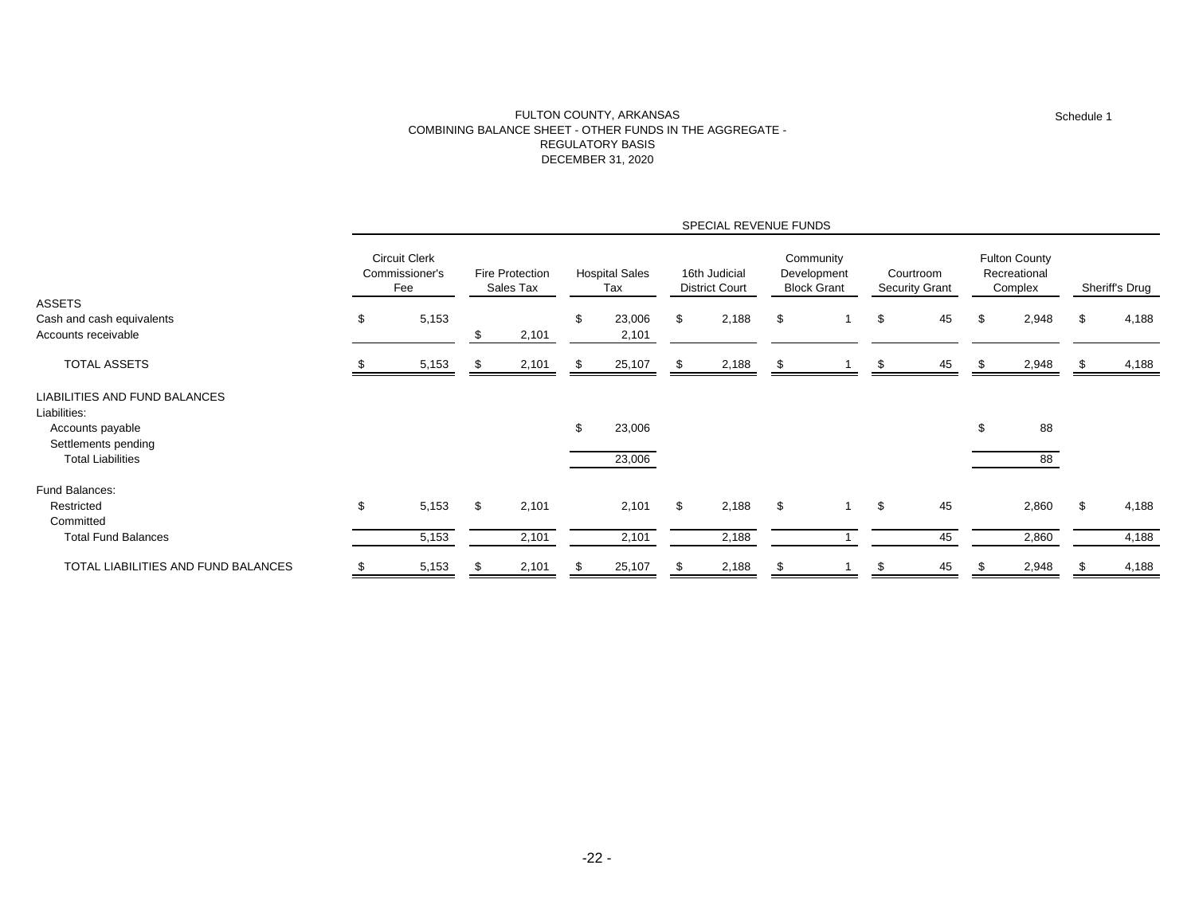# FULTON COUNTY, ARKANSAS
## COMBINING BALANCE SHEET - OTHER FUNDS IN THE AGGREGATE - REGULATORY BASIS
## DECEMBER 31, 2020

Schedule 1

| | SPECIAL REVENUE FUNDS | | | | | | | |
|---|---|---|---|---|---|---|---|---|
| | Circuit Clerk Commissioner's Fee | Fire Protection Sales Tax | Hospital Sales Tax | 16th Judicial District Court | Community Development Block Grant | Courtroom Security Grant | Fulton County Recreational Complex | Sheriff's Drug |
| **ASSETS** | | | | | | | | |
| Cash and cash equivalents | $ 5,153 | | $ 23,006 | $ 2,188 | $ 1 | $ 45 | $ 2,948 | $ 4,188 |
| Accounts receivable | | $ 2,101 | 2,101 | | | | | |
| TOTAL ASSETS | $ 5,153 | $ 2,101 | $ 25,107 | $ 2,188 | $ 1 | $ 45 | $ 2,948 | $ 4,188 |
| **LIABILITIES AND FUND BALANCES** | | | | | | | | |
| Liabilities: | | | | | | | | |
| Accounts payable | | | $ 23,006 | | | | $ 88 | |
| Settlements pending | | | | | | | | |
| Total Liabilities | | | 23,006 | | | | 88 | |
| Fund Balances: | | | | | | | | |
| Restricted | $ 5,153 | $ 2,101 | 2,101 | $ 2,188 | $ 1 | $ 45 | 2,860 | $ 4,188 |
| Committed | | | | | | | | |
| Total Fund Balances | 5,153 | 2,101 | 2,101 | 2,188 | 1 | 45 | 2,860 | 4,188 |
| TOTAL LIABILITIES AND FUND BALANCES | $ 5,153 | $ 2,101 | $ 25,107 | $ 2,188 | $ 1 | $ 45 | $ 2,948 | $ 4,188 |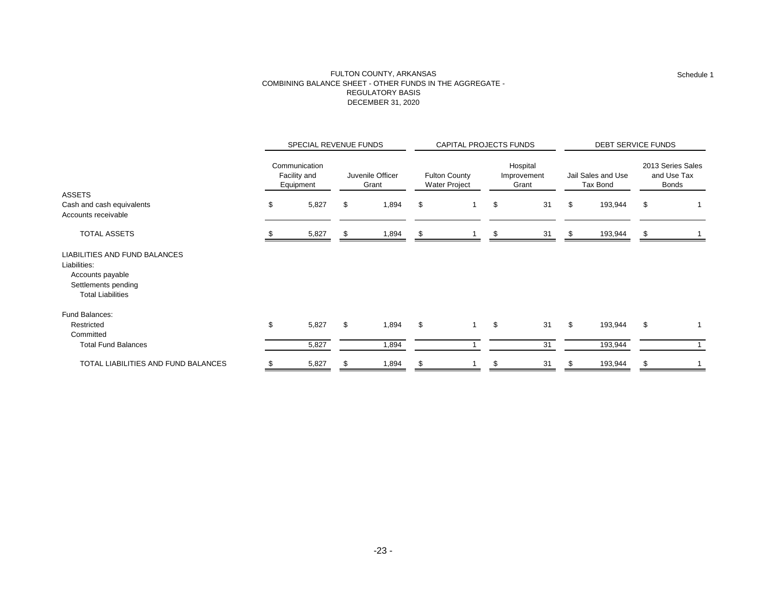Schedule 1

# FULTON COUNTY, ARKANSAS
## COMBINING BALANCE SHEET - OTHER FUNDS IN THE AGGREGATE - REGULATORY BASIS
### DECEMBER 31, 2020

| | SPECIAL REVENUE FUNDS | | CAPITAL PROJECTS FUNDS | | DEBT SERVICE FUNDS | |
|---|---|---|---|---|---|---|
| | Communication Facility and Equipment | Juvenile Officer Grant | Fulton County Water Project | Hospital Improvement Grant | Jail Sales and Use Tax Bond | 2013 Series Sales and Use Tax Bonds |
| **ASSETS** | | | | | | |
| Cash and cash equivalents | $ 5,827 | $ 1,894 | $ 1 | $ 31 | $ 193,944 | $ 1 |
| Accounts receivable | | | | | | |
| TOTAL ASSETS | $ 5,827 | $ 1,894 | $ 1 | $ 31 | $ 193,944 | $ 1 |
| **LIABILITIES AND FUND BALANCES** | | | | | | |
| Liabilities: | | | | | | |
| Accounts payable | | | | | | |
| Settlements pending | | | | | | |
| Total Liabilities | | | | | | |
| Fund Balances: | | | | | | |
| Restricted | $ 5,827 | $ 1,894 | $ 1 | $ 31 | $ 193,944 | $ 1 |
| Committed | | | | | | |
| Total Fund Balances | 5,827 | 1,894 | 1 | 31 | 193,944 | 1 |
| TOTAL LIABILITIES AND FUND BALANCES | $ 5,827 | $ 1,894 | $ 1 | $ 31 | $ 193,944 | $ 1 |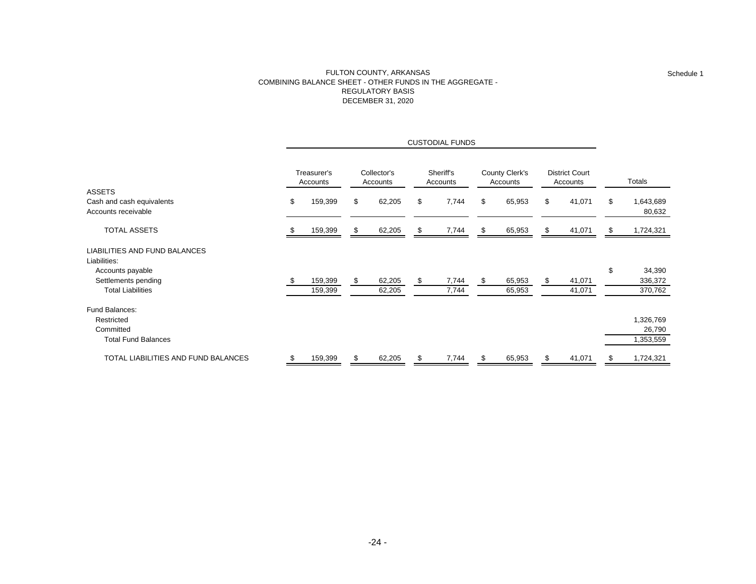Schedule 1

# FULTON COUNTY, ARKANSAS
## COMBINING BALANCE SHEET - OTHER FUNDS IN THE AGGREGATE - REGULATORY BASIS
## DECEMBER 31, 2020

| | CUSTODIAL FUNDS | | | | | |
|---|---|---|---|---|---|---|
| | Treasurer's Accounts | Collector's Accounts | Sheriff's Accounts | County Clerk's Accounts | District Court Accounts | Totals |
| ASSETS | | | | | | |
| Cash and cash equivalents | $ 159,399 | $ 62,205 | $ 7,744 | $ 65,953 | $ 41,071 | $ 1,643,689 |
| Accounts receivable | | | | | | 80,632 |
| TOTAL ASSETS | $ 159,399 | $ 62,205 | $ 7,744 | $ 65,953 | $ 41,071 | $ 1,724,321 |
| LIABILITIES AND FUND BALANCES | | | | | | |
| Liabilities: | | | | | | |
| Accounts payable | | | | | | $ 34,390 |
| Settlements pending | $ 159,399 | $ 62,205 | $ 7,744 | $ 65,953 | $ 41,071 | 336,372 |
| Total Liabilities | 159,399 | 62,205 | 7,744 | 65,953 | 41,071 | 370,762 |
| Fund Balances: | | | | | | |
| Restricted | | | | | | 1,326,769 |
| Committed | | | | | | 26,790 |
| Total Fund Balances | | | | | | 1,353,559 |
| TOTAL LIABILITIES AND FUND BALANCES | $ 159,399 | $ 62,205 | $ 7,744 | $ 65,953 | $ 41,071 | $ 1,724,321 |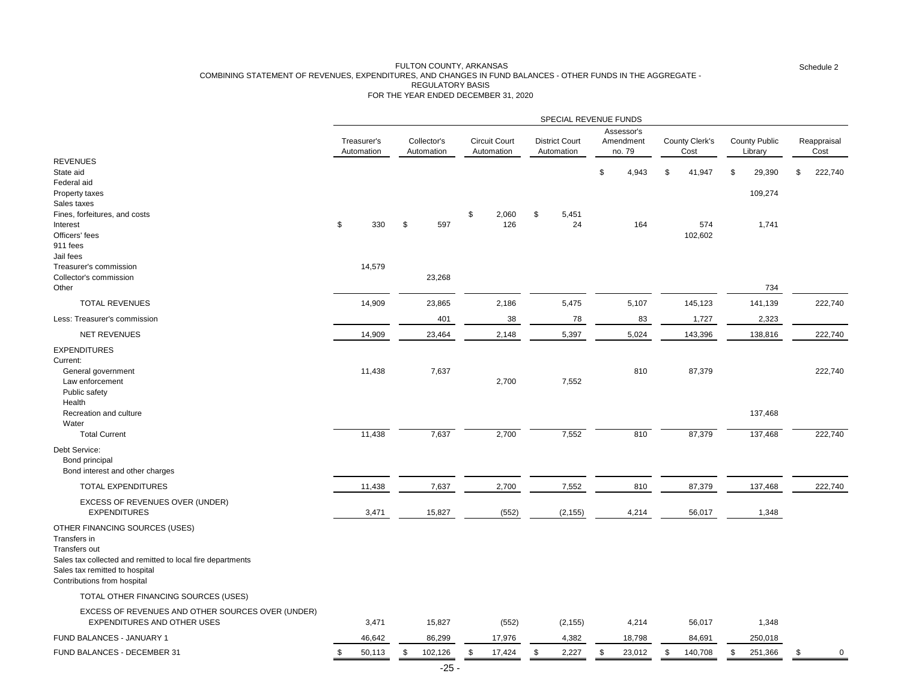Schedule 2

# FULTON COUNTY, ARKANSAS
## COMBINING STATEMENT OF REVENUES, EXPENDITURES, AND CHANGES IN FUND BALANCES - OTHER FUNDS IN THE AGGREGATE - REGULATORY BASIS
### FOR THE YEAR ENDED DECEMBER 31, 2020

| | SPECIAL REVENUE FUNDS | | | | | | | |
|---|---|---|---|---|---|---|---|---|
| | Treasurer's Automation | Collector's Automation | Circuit Court Automation | District Court Automation | Assessor's Amendment no. 79 | County Clerk's Cost | County Public Library | Reappraisal Cost |
| **REVENUES** | | | | | | | | |
| State aid | | | | | $ 4,943 | $ 41,947 | $ 29,390 | $ 222,740 |
| Federal aid | | | | | | | | |
| Property taxes | | | | | | | 109,274 | |
| Sales taxes | | | | | | | | |
| Fines, forfeitures, and costs | | | $ 2,060 | $ 5,451 | | | | |
| Interest | $ 330 | $ 597 | 126 | 24 | 164 | 574 | 1,741 | |
| Officers' fees | | | | | | 102,602 | | |
| 911 fees | | | | | | | | |
| Jail fees | | | | | | | | |
| Treasurer's commission | 14,579 | | | | | | | |
| Collector's commission | | 23,268 | | | | | | |
| Other | | | | | | | 734 | |
| TOTAL REVENUES | 14,909 | 23,865 | 2,186 | 5,475 | 5,107 | 145,123 | 141,139 | 222,740 |
| Less: Treasurer's commission | | 401 | 38 | 78 | 83 | 1,727 | 2,323 | |
| NET REVENUES | 14,909 | 23,464 | 2,148 | 5,397 | 5,024 | 143,396 | 138,816 | 222,740 |
| **EXPENDITURES** | | | | | | | | |
| Current: | | | | | | | | |
| General government | 11,438 | 7,637 | | | 810 | 87,379 | | 222,740 |
| Law enforcement | | | 2,700 | 7,552 | | | | |
| Public safety | | | | | | | | |
| Health | | | | | | | | |
| Recreation and culture | | | | | | | 137,468 | |
| Water | | | | | | | | |
| Total Current | 11,438 | 7,637 | 2,700 | 7,552 | 810 | 87,379 | 137,468 | 222,740 |
| Debt Service: | | | | | | | | |
| Bond principal | | | | | | | | |
| Bond interest and other charges | | | | | | | | |
| TOTAL EXPENDITURES | 11,438 | 7,637 | 2,700 | 7,552 | 810 | 87,379 | 137,468 | 222,740 |
| EXCESS OF REVENUES OVER (UNDER) EXPENDITURES | 3,471 | 15,827 | (552) | (2,155) | 4,214 | 56,017 | 1,348 | |
| **OTHER FINANCING SOURCES (USES)** | | | | | | | | |
| Transfers in | | | | | | | | |
| Transfers out | | | | | | | | |
| Sales tax collected and remitted to local fire departments | | | | | | | | |
| Sales tax remitted to hospital | | | | | | | | |
| Contributions from hospital | | | | | | | | |
| TOTAL OTHER FINANCING SOURCES (USES) | | | | | | | | |
| EXCESS OF REVENUES AND OTHER SOURCES OVER (UNDER) EXPENDITURES AND OTHER USES | 3,471 | 15,827 | (552) | (2,155) | 4,214 | 56,017 | 1,348 | |
| FUND BALANCES - JANUARY 1 | 46,642 | 86,299 | 17,976 | 4,382 | 18,798 | 84,691 | 250,018 | |
| FUND BALANCES - DECEMBER 31 | $ 50,113 | $ 102,126 | $ 17,424 | $ 2,227 | $ 23,012 | $ 140,708 | $ 251,366 | $ 0 |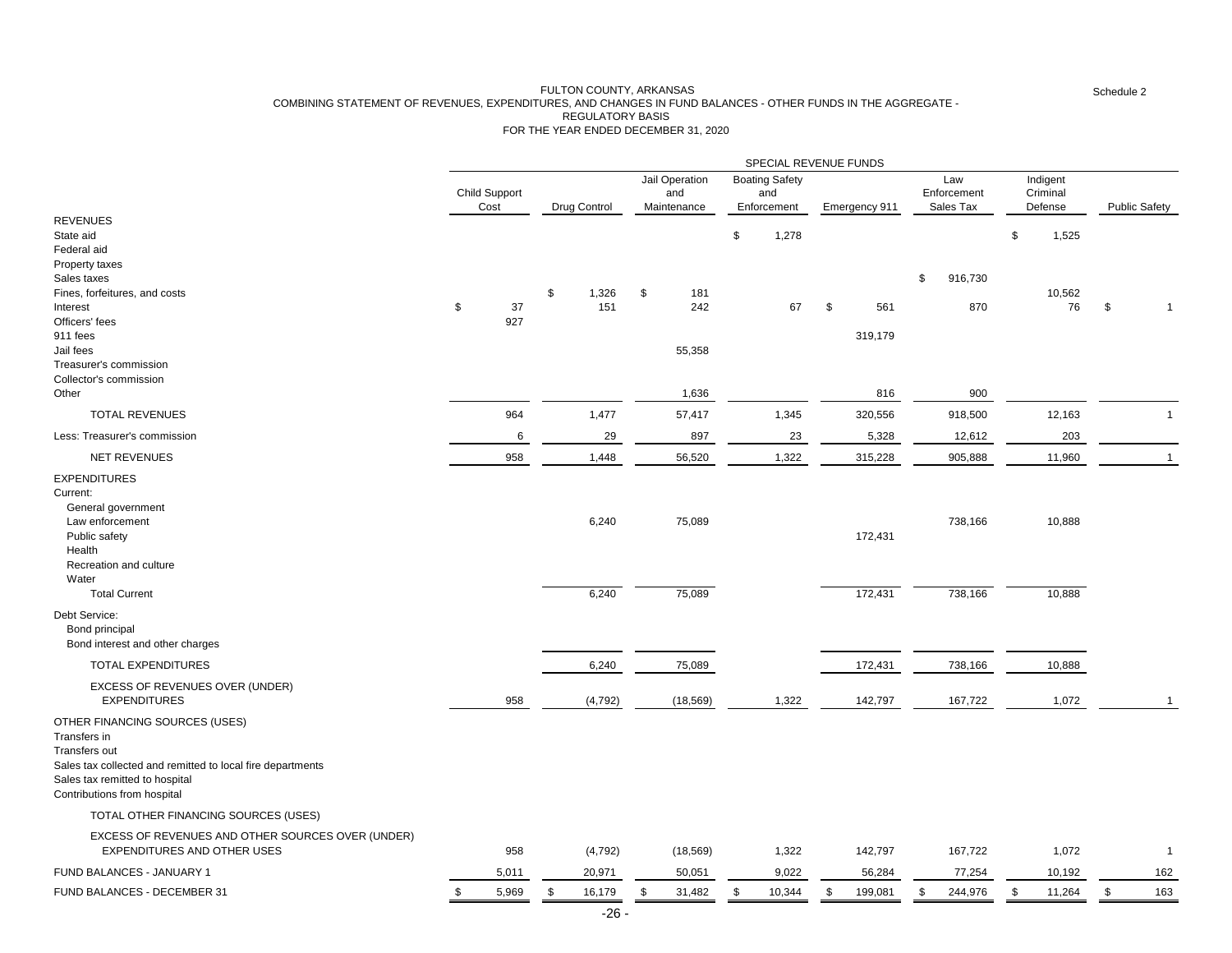FULTON COUNTY, ARKANSAS
COMBINING STATEMENT OF REVENUES, EXPENDITURES, AND CHANGES IN FUND BALANCES - OTHER FUNDS IN THE AGGREGATE -
REGULATORY BASIS
FOR THE YEAR ENDED DECEMBER 31, 2020

Schedule 2

| | SPECIAL REVENUE FUNDS | | | | | | | |
|---|---|---|---|---|---|---|---|---|
| | Child Support Cost | Drug Control | Jail Operation and Maintenance | Boating Safety and Enforcement | Emergency 911 | Law Enforcement Sales Tax | Indigent Criminal Defense | Public Safety |
| **REVENUES** | | | | | | | | |
| State aid | | | | $ 1,278 | | | $ 1,525 | |
| Federal aid | | | | | | | | |
| Property taxes | | | | | | | | |
| Sales taxes | | | | | | $ 916,730 | | |
| Fines, forfeitures, and costs | | $ 1,326 | $ 181 | | | | 10,562 | |
| Interest | $ 37 | 151 | 242 | 67 | $ 561 | 870 | 76 | $ 1 |
| Officers' fees | 927 | | | | | | | |
| 911 fees | | | | | 319,179 | | | |
| Jail fees | | | 55,358 | | | | | |
| Treasurer's commission | | | | | | | | |
| Collector's commission | | | | | | | | |
| Other | | | 1,636 | | 816 | 900 | | |
| TOTAL REVENUES | 964 | 1,477 | 57,417 | 1,345 | 320,556 | 918,500 | 12,163 | 1 |
| Less: Treasurer's commission | 6 | 29 | 897 | 23 | 5,328 | 12,612 | 203 | |
| NET REVENUES | 958 | 1,448 | 56,520 | 1,322 | 315,228 | 905,888 | 11,960 | 1 |
| **EXPENDITURES** | | | | | | | | |
| Current: | | | | | | | | |
| General government | | | | | | | | |
| Law enforcement | | 6,240 | 75,089 | | | 738,166 | 10,888 | |
| Public safety | | | | | 172,431 | | | |
| Health | | | | | | | | |
| Recreation and culture | | | | | | | | |
| Water | | | | | | | | |
| Total Current | | 6,240 | 75,089 | | 172,431 | 738,166 | 10,888 | |
| Debt Service: | | | | | | | | |
| Bond principal | | | | | | | | |
| Bond interest and other charges | | | | | | | | |
| TOTAL EXPENDITURES | | 6,240 | 75,089 | | 172,431 | 738,166 | 10,888 | |
| EXCESS OF REVENUES OVER (UNDER) EXPENDITURES | 958 | (4,792) | (18,569) | 1,322 | 142,797 | 167,722 | 1,072 | 1 |
| **OTHER FINANCING SOURCES (USES)** | | | | | | | | |
| Transfers in | | | | | | | | |
| Transfers out | | | | | | | | |
| Sales tax collected and remitted to local fire departments | | | | | | | | |
| Sales tax remitted to hospital | | | | | | | | |
| Contributions from hospital | | | | | | | | |
| TOTAL OTHER FINANCING SOURCES (USES) | | | | | | | | |
| EXCESS OF REVENUES AND OTHER SOURCES OVER (UNDER) EXPENDITURES AND OTHER USES | 958 | (4,792) | (18,569) | 1,322 | 142,797 | 167,722 | 1,072 | 1 |
| FUND BALANCES - JANUARY 1 | 5,011 | 20,971 | 50,051 | 9,022 | 56,284 | 77,254 | 10,192 | 162 |
| FUND BALANCES - DECEMBER 31 | $ 5,969 | $ 16,179 | $ 31,482 | $ 10,344 | $ 199,081 | $ 244,976 | $ 11,264 | $ 163 |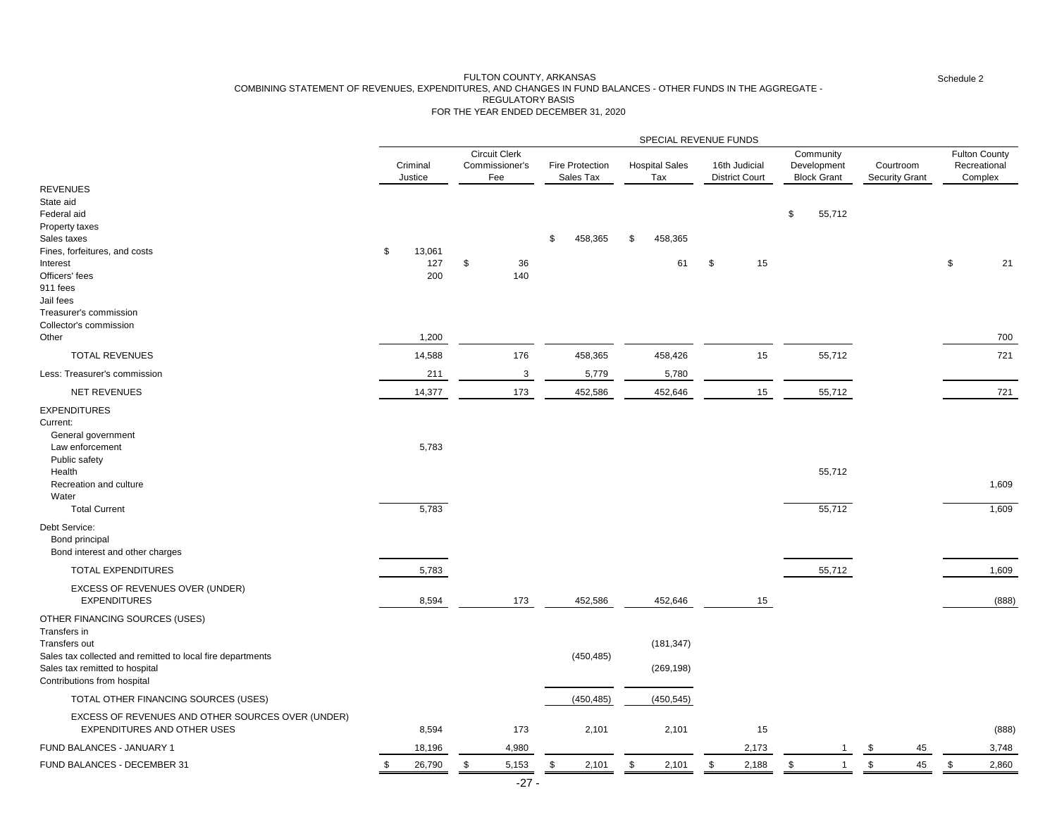FULTON COUNTY, ARKANSAS
COMBINING STATEMENT OF REVENUES, EXPENDITURES, AND CHANGES IN FUND BALANCES - OTHER FUNDS IN THE AGGREGATE - REGULATORY BASIS
FOR THE YEAR ENDED DECEMBER 31, 2020

Schedule 2

| | SPECIAL REVENUE FUNDS | | | | | | | |
|---|---|---|---|---|---|---|---|---|
| | Criminal Justice | Circuit Clerk Commissioner's Fee | Fire Protection Sales Tax | Hospital Sales Tax | 16th Judicial District Court | Community Development Block Grant | Courtroom Security Grant | Fulton County Recreational Complex |
| **REVENUES** | | | | | | | | |
| State aid | | | | | | | | |
| Federal aid | | | | | | $ 55,712 | | |
| Property taxes | | | | | | | | |
| Sales taxes | | | $ 458,365 | $ 458,365 | | | | |
| Fines, forfeitures, and costs | $ 13,061 | | | | | | | |
| Interest | 127 | $ 36 | | 61 | $ 15 | | | $ 21 |
| Officers' fees | 200 | 140 | | | | | | |
| 911 fees | | | | | | | | |
| Jail fees | | | | | | | | |
| Treasurer's commission | | | | | | | | |
| Collector's commission | | | | | | | | |
| Other | 1,200 | | | | | | | 700 |
| TOTAL REVENUES | 14,588 | 176 | 458,365 | 458,426 | 15 | 55,712 | | 721 |
| Less: Treasurer's commission | 211 | 3 | 5,779 | 5,780 | | | | |
| NET REVENUES | 14,377 | 173 | 452,586 | 452,646 | 15 | 55,712 | | 721 |
| **EXPENDITURES** | | | | | | | | |
| Current: | | | | | | | | |
| General government | | | | | | | | |
| Law enforcement | 5,783 | | | | | | | |
| Public safety | | | | | | | | |
| Health | | | | | | 55,712 | | |
| Recreation and culture | | | | | | | | 1,609 |
| Water | | | | | | | | |
| Total Current | 5,783 | | | | | 55,712 | | 1,609 |
| Debt Service: | | | | | | | | |
| Bond principal | | | | | | | | |
| Bond interest and other charges | | | | | | | | |
| TOTAL EXPENDITURES | 5,783 | | | | | 55,712 | | 1,609 |
| EXCESS OF REVENUES OVER (UNDER) EXPENDITURES | 8,594 | 173 | 452,586 | 452,646 | 15 | | | (888) |
| **OTHER FINANCING SOURCES (USES)** | | | | | | | | |
| Transfers in | | | | | | | | |
| Transfers out | | | | (181,347) | | | | |
| Sales tax collected and remitted to local fire departments | | | (450,485) | | | | | |
| Sales tax remitted to hospital | | | | (269,198) | | | | |
| Contributions from hospital | | | | | | | | |
| TOTAL OTHER FINANCING SOURCES (USES) | | | (450,485) | (450,545) | | | | |
| EXCESS OF REVENUES AND OTHER SOURCES OVER (UNDER) EXPENDITURES AND OTHER USES | 8,594 | 173 | 2,101 | 2,101 | 15 | | | (888) |
| FUND BALANCES - JANUARY 1 | 18,196 | 4,980 | | | 2,173 | 1 | $ 45 | 3,748 |
| FUND BALANCES - DECEMBER 31 | $ 26,790 | $ 5,153 | $ 2,101 | $ 2,101 | $ 2,188 | $ 1 | $ 45 | $ 2,860 |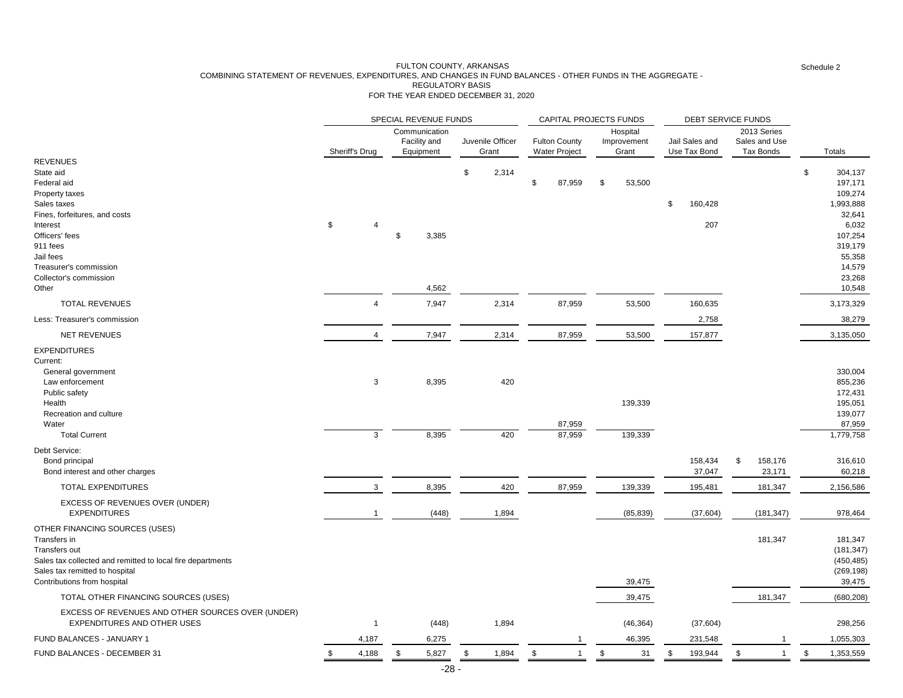FULTON COUNTY, ARKANSAS
COMBINING STATEMENT OF REVENUES, EXPENDITURES, AND CHANGES IN FUND BALANCES - OTHER FUNDS IN THE AGGREGATE -
REGULATORY BASIS
FOR THE YEAR ENDED DECEMBER 31, 2020

Schedule 2

| | SPECIAL REVENUE FUNDS | | | CAPITAL PROJECTS FUNDS | | DEBT SERVICE FUNDS | | |
|---|---|---|---|---|---|---|---|---|
| | Sheriff's Drug | Communication Facility and Equipment | Juvenile Officer Grant | Fulton County Water Project | Hospital Improvement Grant | Jail Sales and Use Tax Bond | 2013 Series Sales and Use Tax Bonds | Totals |
| **REVENUES** | | | | | | | | |
| State aid | | | $ 2,314 | | | | | $ 304,137 |
| Federal aid | | | | $ 87,959 | $ 53,500 | | | 197,171 |
| Property taxes | | | | | | | | 109,274 |
| Sales taxes | | | | | | $ 160,428 | | 1,993,888 |
| Fines, forfeitures, and costs | | | | | | | | 32,641 |
| Interest | $ 4 | | | | | 207 | | 6,032 |
| Officers' fees | | $ 3,385 | | | | | | 107,254 |
| 911 fees | | | | | | | | 319,179 |
| Jail fees | | | | | | | | 55,358 |
| Treasurer's commission | | | | | | | | 14,579 |
| Collector's commission | | | | | | | | 23,268 |
| Other | | 4,562 | | | | | | 10,548 |
| TOTAL REVENUES | 4 | 7,947 | 2,314 | 87,959 | 53,500 | 160,635 | | 3,173,329 |
| Less: Treasurer's commission | | | | | | 2,758 | | 38,279 |
| NET REVENUES | 4 | 7,947 | 2,314 | 87,959 | 53,500 | 157,877 | | 3,135,050 |
| **EXPENDITURES** | | | | | | | | |
| Current: | | | | | | | | |
| General government | | | | | | | | 330,004 |
| Law enforcement | 3 | 8,395 | 420 | | | | | 855,236 |
| Public safety | | | | | | | | 172,431 |
| Health | | | | | 139,339 | | | 195,051 |
| Recreation and culture | | | | | | | | 139,077 |
| Water | | | | 87,959 | | | | 87,959 |
| Total Current | 3 | 8,395 | 420 | 87,959 | 139,339 | | | 1,779,758 |
| Debt Service: | | | | | | | | |
| Bond principal | | | | | | 158,434 | $ 158,176 | 316,610 |
| Bond interest and other charges | | | | | | 37,047 | 23,171 | 60,218 |
| TOTAL EXPENDITURES | 3 | 8,395 | 420 | 87,959 | 139,339 | 195,481 | 181,347 | 2,156,586 |
| EXCESS OF REVENUES OVER (UNDER) EXPENDITURES | 1 | (448) | 1,894 | | (85,839) | (37,604) | (181,347) | 978,464 |
| **OTHER FINANCING SOURCES (USES)** | | | | | | | | |
| Transfers in | | | | | | | 181,347 | 181,347 |
| Transfers out | | | | | | | | (181,347) |
| Sales tax collected and remitted to local fire departments | | | | | | | | (450,485) |
| Sales tax remitted to hospital | | | | | | | | (269,198) |
| Contributions from hospital | | | | | 39,475 | | | 39,475 |
| TOTAL OTHER FINANCING SOURCES (USES) | | | | | 39,475 | | 181,347 | (680,208) |
| EXCESS OF REVENUES AND OTHER SOURCES OVER (UNDER) EXPENDITURES AND OTHER USES | 1 | (448) | 1,894 | | (46,364) | (37,604) | | 298,256 |
| FUND BALANCES - JANUARY 1 | 4,187 | 6,275 | | 1 | 46,395 | 231,548 | 1 | 1,055,303 |
| FUND BALANCES - DECEMBER 31 | $ 4,188 | $ 5,827 | $ 1,894 | $ 1 | $ 31 | $ 193,944 | $ 1 | $ 1,353,559 |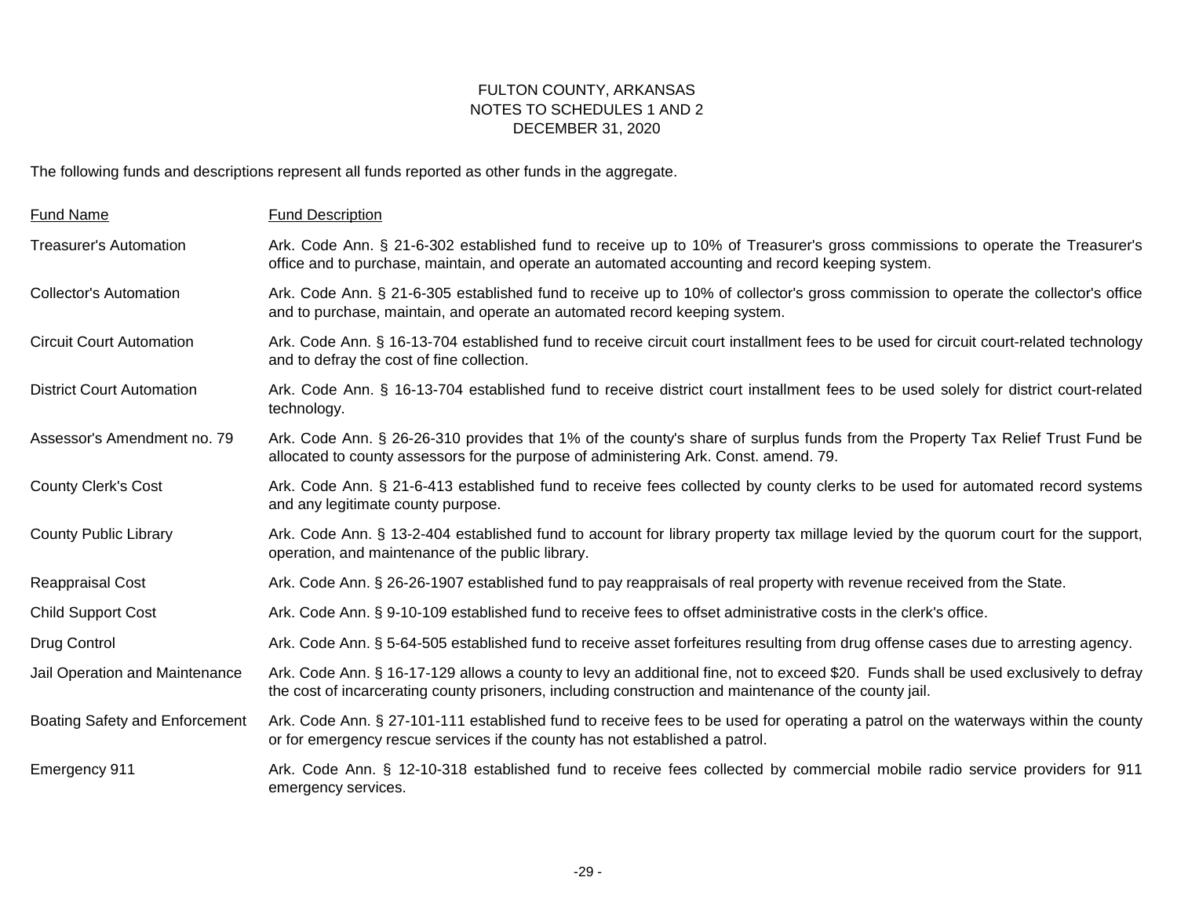FULTON COUNTY, ARKANSAS
NOTES TO SCHEDULES 1 AND 2
DECEMBER 31, 2020

The following funds and descriptions represent all funds reported as other funds in the aggregate.

| Fund Name | Fund Description |
|---|---|
| Treasurer's Automation | Ark. Code Ann. § 21-6-302 established fund to receive up to 10% of Treasurer's gross commissions to operate the Treasurer's office and to purchase, maintain, and operate an automated accounting and record keeping system. |
| Collector's Automation | Ark. Code Ann. § 21-6-305 established fund to receive up to 10% of collector's gross commission to operate the collector's office and to purchase, maintain, and operate an automated record keeping system. |
| Circuit Court Automation | Ark. Code Ann. § 16-13-704 established fund to receive circuit court installment fees to be used for circuit court-related technology and to defray the cost of fine collection. |
| District Court Automation | Ark. Code Ann. § 16-13-704 established fund to receive district court installment fees to be used solely for district court-related technology. |
| Assessor's Amendment no. 79 | Ark. Code Ann. § 26-26-310 provides that 1% of the county's share of surplus funds from the Property Tax Relief Trust Fund be allocated to county assessors for the purpose of administering Ark. Const. amend. 79. |
| County Clerk's Cost | Ark. Code Ann. § 21-6-413 established fund to receive fees collected by county clerks to be used for automated record systems and any legitimate county purpose. |
| County Public Library | Ark. Code Ann. § 13-2-404 established fund to account for library property tax millage levied by the quorum court for the support, operation, and maintenance of the public library. |
| Reappraisal Cost | Ark. Code Ann. § 26-26-1907 established fund to pay reappraisals of real property with revenue received from the State. |
| Child Support Cost | Ark. Code Ann. § 9-10-109 established fund to receive fees to offset administrative costs in the clerk's office. |
| Drug Control | Ark. Code Ann. § 5-64-505 established fund to receive asset forfeitures resulting from drug offense cases due to arresting agency. |
| Jail Operation and Maintenance | Ark. Code Ann. § 16-17-129 allows a county to levy an additional fine, not to exceed $20. Funds shall be used exclusively to defray the cost of incarcerating county prisoners, including construction and maintenance of the county jail. |
| Boating Safety and Enforcement | Ark. Code Ann. § 27-101-111 established fund to receive fees to be used for operating a patrol on the waterways within the county or for emergency rescue services if the county has not established a patrol. |
| Emergency 911 | Ark. Code Ann. § 12-10-318 established fund to receive fees collected by commercial mobile radio service providers for 911 emergency services. |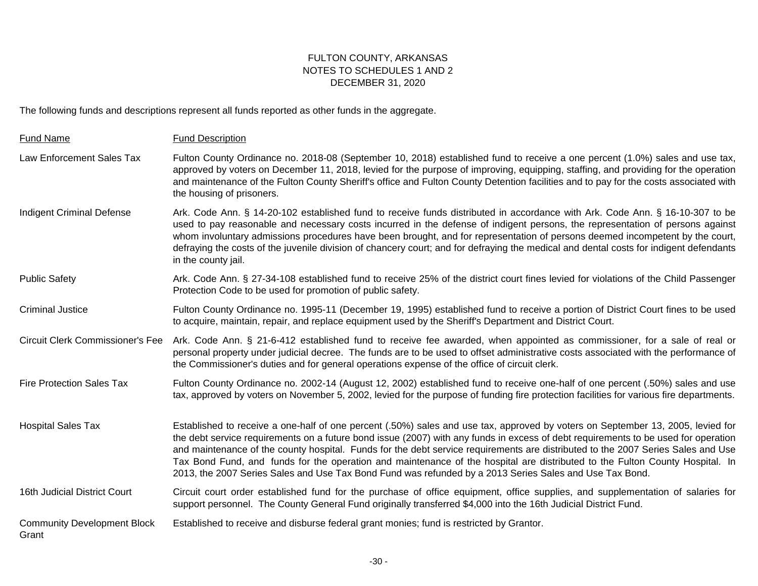# FULTON COUNTY, ARKANSAS
## NOTES TO SCHEDULES 1 AND 2
## DECEMBER 31, 2020

The following funds and descriptions represent all funds reported as other funds in the aggregate.

| Fund Name | Fund Description |
|---|---|
| Law Enforcement Sales Tax | Fulton County Ordinance no. 2018-08 (September 10, 2018) established fund to receive a one percent (1.0%) sales and use tax, approved by voters on December 11, 2018, levied for the purpose of improving, equipping, staffing, and providing for the operation and maintenance of the Fulton County Sheriff's office and Fulton County Detention facilities and to pay for the costs associated with the housing of prisoners. |
| Indigent Criminal Defense | Ark. Code Ann. § 14-20-102 established fund to receive funds distributed in accordance with Ark. Code Ann. § 16-10-307 to be used to pay reasonable and necessary costs incurred in the defense of indigent persons, the representation of persons against whom involuntary admissions procedures have been brought, and for representation of persons deemed incompetent by the court, defraying the costs of the juvenile division of chancery court; and for defraying the medical and dental costs for indigent defendants in the county jail. |
| Public Safety | Ark. Code Ann. § 27-34-108 established fund to receive 25% of the district court fines levied for violations of the Child Passenger Protection Code to be used for promotion of public safety. |
| Criminal Justice | Fulton County Ordinance no. 1995-11 (December 19, 1995) established fund to receive a portion of District Court fines to be used to acquire, maintain, repair, and replace equipment used by the Sheriff's Department and District Court. |
| Circuit Clerk Commissioner's Fee | Ark. Code Ann. § 21-6-412 established fund to receive fee awarded, when appointed as commissioner, for a sale of real or personal property under judicial decree. The funds are to be used to offset administrative costs associated with the performance of the Commissioner's duties and for general operations expense of the office of circuit clerk. |
| Fire Protection Sales Tax | Fulton County Ordinance no. 2002-14 (August 12, 2002) established fund to receive one-half of one percent (.50%) sales and use tax, approved by voters on November 5, 2002, levied for the purpose of funding fire protection facilities for various fire departments. |
| Hospital Sales Tax | Established to receive a one-half of one percent (.50%) sales and use tax, approved by voters on September 13, 2005, levied for the debt service requirements on a future bond issue (2007) with any funds in excess of debt requirements to be used for operation and maintenance of the county hospital. Funds for the debt service requirements are distributed to the 2007 Series Sales and Use Tax Bond Fund, and funds for the operation and maintenance of the hospital are distributed to the Fulton County Hospital. In 2013, the 2007 Series Sales and Use Tax Bond Fund was refunded by a 2013 Series Sales and Use Tax Bond. |
| 16th Judicial District Court | Circuit court order established fund for the purchase of office equipment, office supplies, and supplementation of salaries for support personnel. The County General Fund originally transferred $4,000 into the 16th Judicial District Fund. |
| Community Development Block Grant | Established to receive and disburse federal grant monies; fund is restricted by Grantor. |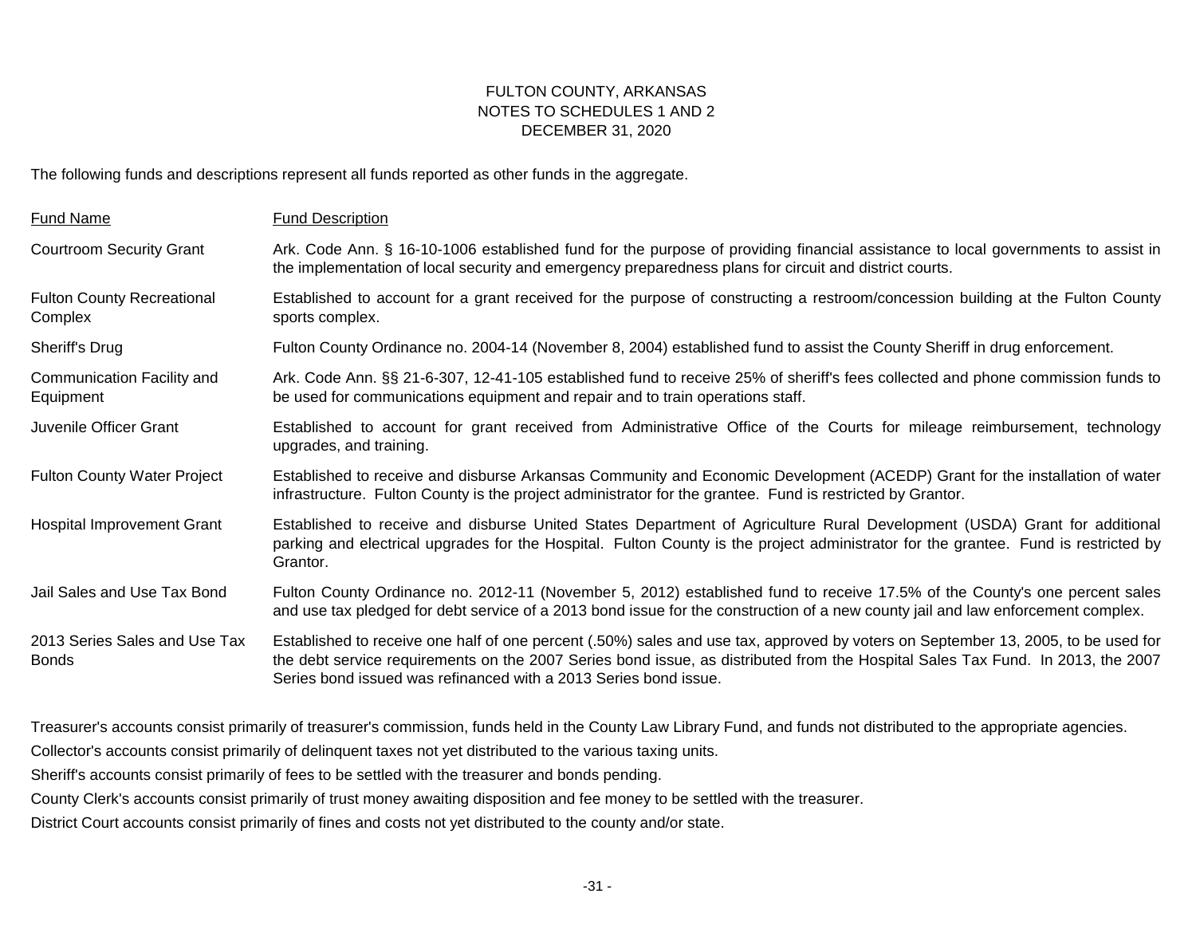FULTON COUNTY, ARKANSAS
NOTES TO SCHEDULES 1 AND 2
DECEMBER 31, 2020

The following funds and descriptions represent all funds reported as other funds in the aggregate.

| Fund Name | Fund Description |
|---|---|
| Courtroom Security Grant | Ark. Code Ann. § 16-10-1006 established fund for the purpose of providing financial assistance to local governments to assist in the implementation of local security and emergency preparedness plans for circuit and district courts. |
| Fulton County Recreational Complex | Established to account for a grant received for the purpose of constructing a restroom/concession building at the Fulton County sports complex. |
| Sheriff's Drug | Fulton County Ordinance no. 2004-14 (November 8, 2004) established fund to assist the County Sheriff in drug enforcement. |
| Communication Facility and Equipment | Ark. Code Ann. §§ 21-6-307, 12-41-105 established fund to receive 25% of sheriff's fees collected and phone commission funds to be used for communications equipment and repair and to train operations staff. |
| Juvenile Officer Grant | Established to account for grant received from Administrative Office of the Courts for mileage reimbursement, technology upgrades, and training. |
| Fulton County Water Project | Established to receive and disburse Arkansas Community and Economic Development (ACEDP) Grant for the installation of water infrastructure. Fulton County is the project administrator for the grantee. Fund is restricted by Grantor. |
| Hospital Improvement Grant | Established to receive and disburse United States Department of Agriculture Rural Development (USDA) Grant for additional parking and electrical upgrades for the Hospital. Fulton County is the project administrator for the grantee. Fund is restricted by Grantor. |
| Jail Sales and Use Tax Bond | Fulton County Ordinance no. 2012-11 (November 5, 2012) established fund to receive 17.5% of the County's one percent sales and use tax pledged for debt service of a 2013 bond issue for the construction of a new county jail and law enforcement complex. |
| 2013 Series Sales and Use Tax Bonds | Established to receive one half of one percent (.50%) sales and use tax, approved by voters on September 13, 2005, to be used for the debt service requirements on the 2007 Series bond issue, as distributed from the Hospital Sales Tax Fund. In 2013, the 2007 Series bond issued was refinanced with a 2013 Series bond issue. |

Treasurer's accounts consist primarily of treasurer's commission, funds held in the County Law Library Fund, and funds not distributed to the appropriate agencies.

Collector's accounts consist primarily of delinquent taxes not yet distributed to the various taxing units.

Sheriff's accounts consist primarily of fees to be settled with the treasurer and bonds pending.

County Clerk's accounts consist primarily of trust money awaiting disposition and fee money to be settled with the treasurer.

District Court accounts consist primarily of fines and costs not yet distributed to the county and/or state.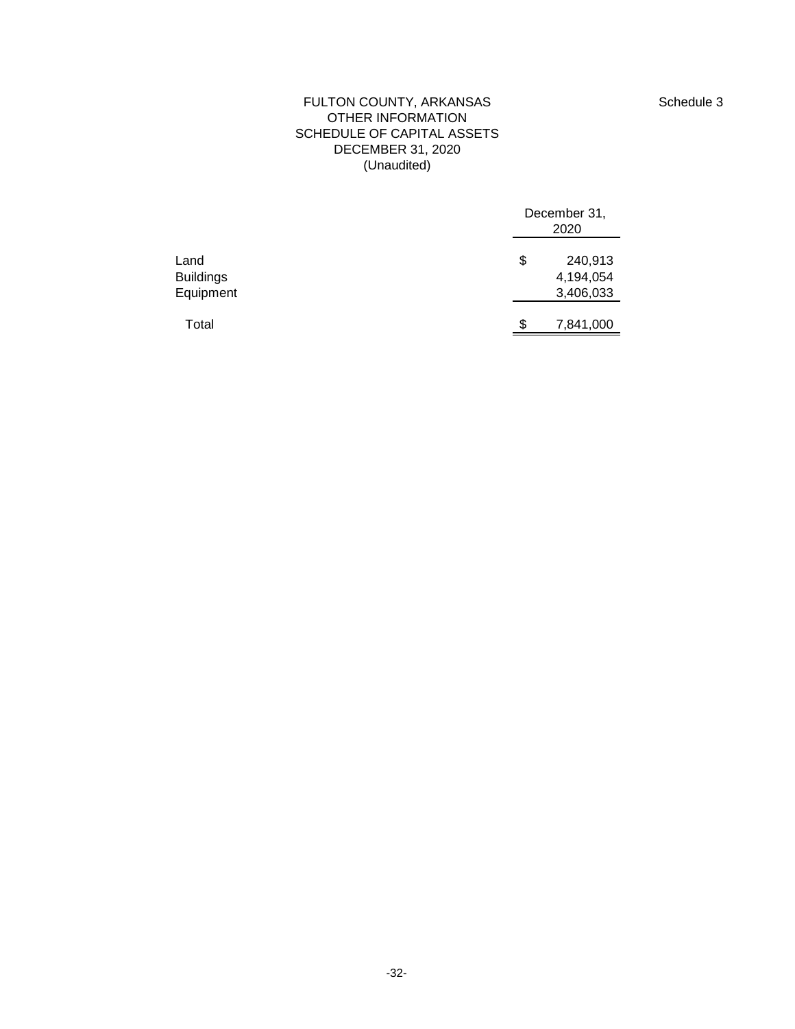Schedule 3

# FULTON COUNTY, ARKANSAS
## OTHER INFORMATION
## SCHEDULE OF CAPITAL ASSETS
## DECEMBER 31, 2020
## (Unaudited)

| | December 31, 2020 |
|---|---|
| Land | $ 240,913 |
| Buildings | 4,194,054 |
| Equipment | 3,406,033 |
| Total | $ 7,841,000 |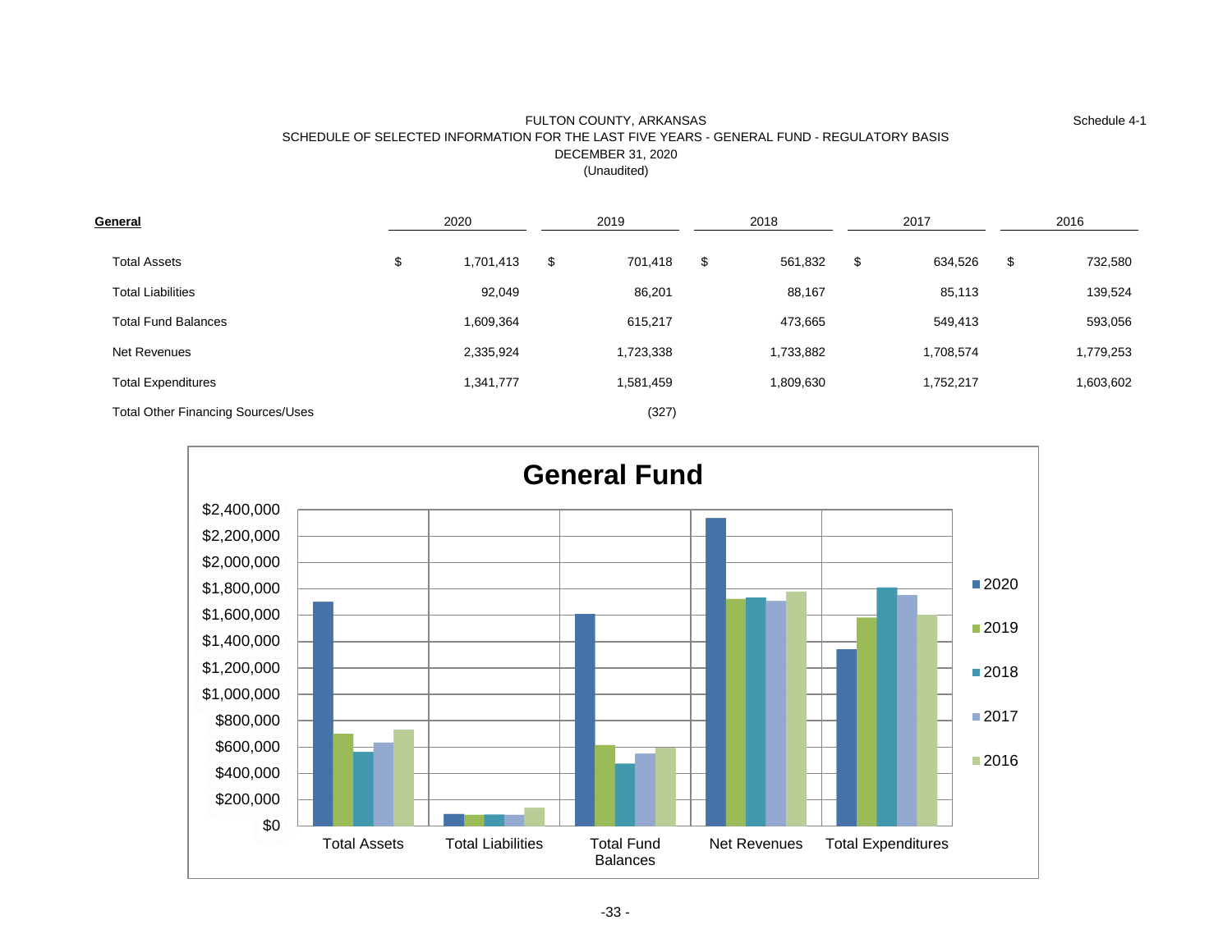FULTON COUNTY, ARKANSAS
SCHEDULE OF SELECTED INFORMATION FOR THE LAST FIVE YEARS - GENERAL FUND - REGULATORY BASIS
DECEMBER 31, 2020
(Unaudited)

Schedule 4-1

| **General** | 2020 | 2019 | 2018 | 2017 | 2016 |
|---|---|---|---|---|---|
| Total Assets | $ 1,701,413 | $ 701,418 | $ 561,832 | $ 634,526 | $ 732,580 |
| Total Liabilities | 92,049 | 86,201 | 88,167 | 85,113 | 139,524 |
| Total Fund Balances | 1,609,364 | 615,217 | 473,665 | 549,413 | 593,056 |
| Net Revenues | 2,335,924 | 1,723,338 | 1,733,882 | 1,708,574 | 1,779,253 |
| Total Expenditures | 1,341,777 | 1,581,459 | 1,809,630 | 1,752,217 | 1,603,602 |
| Total Other Financing Sources/Uses | | (327) | | | |

**General Fund**

| | 2020 | 2019 | 2018 | 2017 | 2016 |
|---|---|---|---|---|---|
| Total Assets | 1,701,413 | 701,418 | 561,832 | 634,526 | 732,580 |
| Total Liabilities | 92,049 | 86,201 | 88,167 | 85,113 | 139,524 |
| Total Fund Balances | 1,609,364 | 615,217 | 473,665 | 549,413 | 593,056 |
| Net Revenues | 2,335,924 | 1,723,338 | 1,733,882 | 1,708,574 | 1,779,253 |
| Total Expenditures | 1,341,777 | 1,581,459 | 1,809,630 | 1,752,217 | 1,603,602 |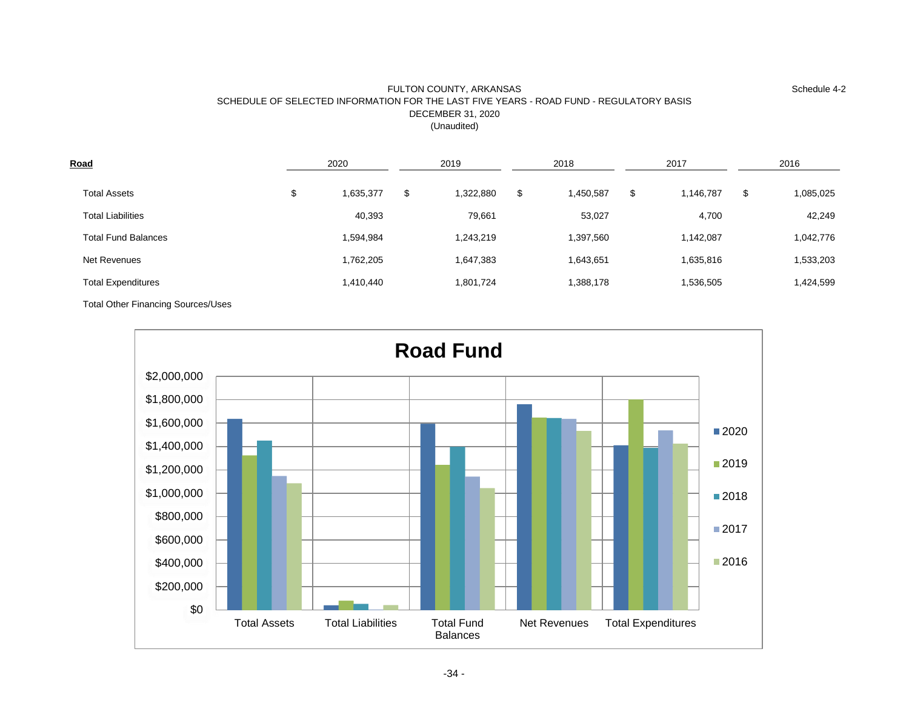FULTON COUNTY, ARKANSAS

SCHEDULE OF SELECTED INFORMATION FOR THE LAST FIVE YEARS - ROAD FUND - REGULATORY BASIS

DECEMBER 31, 2020

(Unaudited)

Schedule 4-2

| **Road** | 2020 | 2019 | 2018 | 2017 | 2016 |
|---|---|---|---|---|---|
| Total Assets | $ 1,635,377 | $ 1,322,880 | $ 1,450,587 | $ 1,146,787 | $ 1,085,025 |
| Total Liabilities | 40,393 | 79,661 | 53,027 | 4,700 | 42,249 |
| Total Fund Balances | 1,594,984 | 1,243,219 | 1,397,560 | 1,142,087 | 1,042,776 |
| Net Revenues | 1,762,205 | 1,647,383 | 1,643,651 | 1,635,816 | 1,533,203 |
| Total Expenditures | 1,410,440 | 1,801,724 | 1,388,178 | 1,536,505 | 1,424,599 |
| Total Other Financing Sources/Uses | | | | | |

**Road Fund**

| | 2020 | 2019 | 2018 | 2017 | 2016 |
|---|---|---|---|---|---|
| Total Assets | | | | | |
| Total Liabilities | | | | | |
| Total Fund Balances | | | | | |
| Net Revenues | | | | | |
| Total Expenditures | | | | | |

Y-axis: $0, $200,000, $400,000, $600,000, $800,000, $1,000,000, $1,200,000, $1,400,000, $1,600,000, $1,800,000, $2,000,000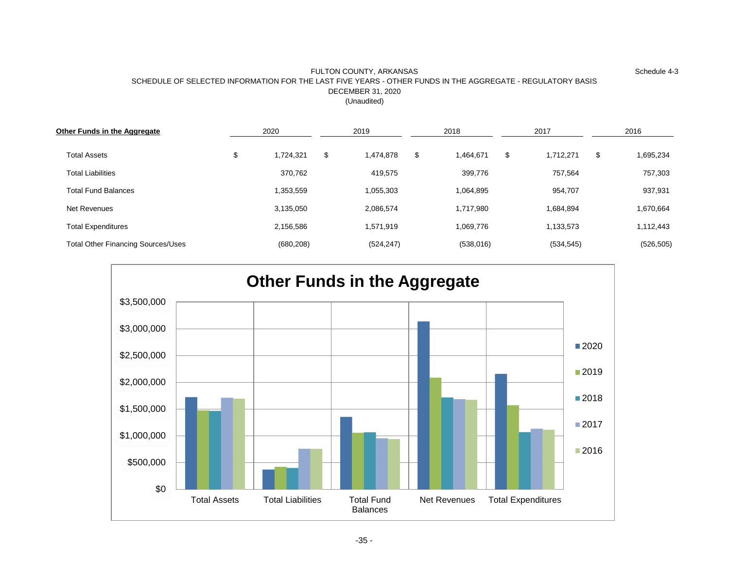FULTON COUNTY, ARKANSAS

Schedule 4-3

SCHEDULE OF SELECTED INFORMATION FOR THE LAST FIVE YEARS - OTHER FUNDS IN THE AGGREGATE - REGULATORY BASIS

DECEMBER 31, 2020

(Unaudited)

| **Other Funds in the Aggregate** | 2020 | 2019 | 2018 | 2017 | 2016 |
|---|---|---|---|---|---|
| Total Assets | $ 1,724,321 | $ 1,474,878 | $ 1,464,671 | $ 1,712,271 | $ 1,695,234 |
| Total Liabilities | 370,762 | 419,575 | 399,776 | 757,564 | 757,303 |
| Total Fund Balances | 1,353,559 | 1,055,303 | 1,064,895 | 954,707 | 937,931 |
| Net Revenues | 3,135,050 | 2,086,574 | 1,717,980 | 1,684,894 | 1,670,664 |
| Total Expenditures | 2,156,586 | 1,571,919 | 1,069,776 | 1,133,573 | 1,112,443 |
| Total Other Financing Sources/Uses | (680,208) | (524,247) | (538,016) | (534,545) | (526,505) |

Other Funds in the Aggregate

$3,500,000
$3,000,000
$2,500,000
$2,000,000
$1,500,000
$1,000,000
$500,000
$0

Total Assets
Total Liabilities
Total Fund Balances
Net Revenues
Total Expenditures

2020
2019
2018
2017
2016